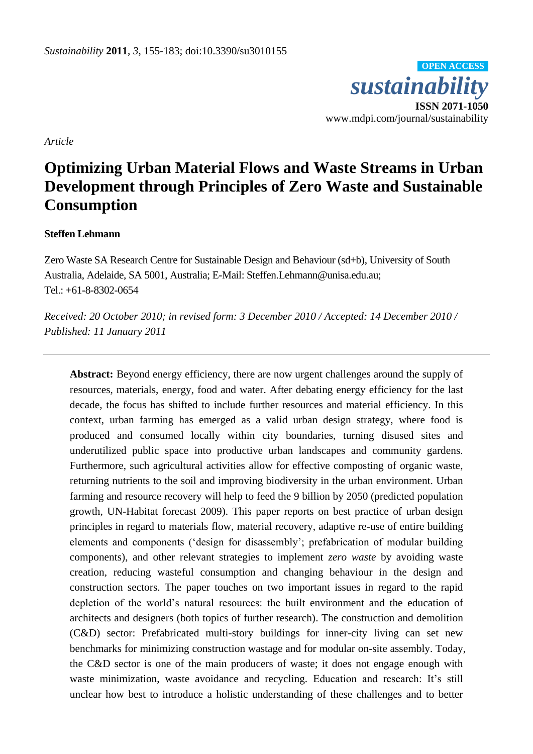*Article*

# Optimizing Urban Material Flows and Waste Streams in Urban Development through Principles of Zero Waste and Sustainable Consumption

**Steffen Lehmann**

Zero Waste SA Research Centre for Sustainable Design and Behaviour (sd+b), University of South Australia, Adelaide, SA 5001, Australia; E-Mail: Steffen.Lehmann@unisa.edu.au; Tel.: +61-8-8302-0654

*Received: 20 October 2010; in revised form: 3 December 2010 / Accepted: 14 December 2010 / Published: 11 January 2011*

---

**Abstract:** Beyond energy efficiency, there are now urgent challenges around the supply of resources, materials, energy, food and water. After debating energy efficiency for the last decade, the focus has shifted to include further resources and material efficiency. In this context, urban farming has emerged as a valid urban design strategy, where food is produced and consumed locally within city boundaries, turning disused sites and underutilized public space into productive urban landscapes and community gardens. Furthermore, such agricultural activities allow for effective composting of organic waste, returning nutrients to the soil and improving biodiversity in the urban environment. Urban farming and resource recovery will help to feed the 9 billion by 2050 (predicted population growth, UN-Habitat forecast 2009). This paper reports on best practice of urban design principles in regard to materials flow, material recovery, adaptive re-use of entire building elements and components ('design for disassembly'; prefabrication of modular building components), and other relevant strategies to implement *zero waste* by avoiding waste creation, reducing wasteful consumption and changing behaviour in the design and construction sectors. The paper touches on two important issues in regard to the rapid depletion of the world's natural resources: the built environment and the education of architects and designers (both topics of further research). The construction and demolition (C&D) sector: Prefabricated multi-story buildings for inner-city living can set new benchmarks for minimizing construction wastage and for modular on-site assembly. Today, the C&D sector is one of the main producers of waste; it does not engage enough with waste minimization, waste avoidance and recycling. Education and research: It's still unclear how best to introduce a holistic understanding of these challenges and to better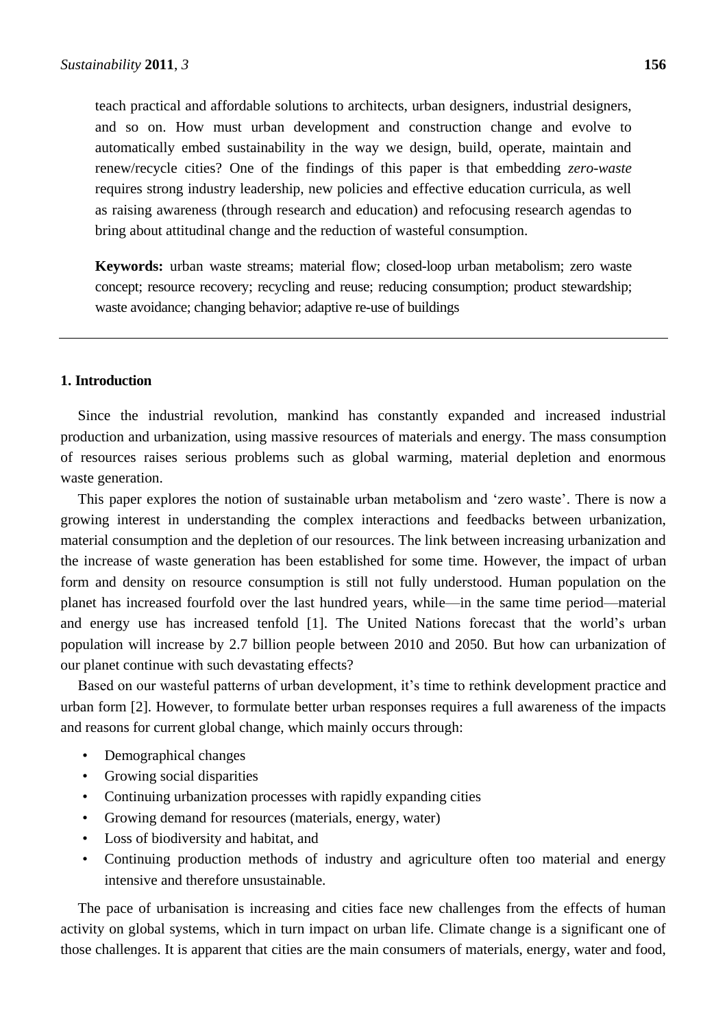teach practical and affordable solutions to architects, urban designers, industrial designers, and so on. How must urban development and construction change and evolve to automatically embed sustainability in the way we design, build, operate, maintain and renew/recycle cities? One of the findings of this paper is that embedding *zero-waste* requires strong industry leadership, new policies and effective education curricula, as well as raising awareness (through research and education) and refocusing research agendas to bring about attitudinal change and the reduction of wasteful consumption.

**Keywords:** urban waste streams; material flow; closed-loop urban metabolism; zero waste concept; resource recovery; recycling and reuse; reducing consumption; product stewardship; waste avoidance; changing behavior; adaptive re-use of buildings

---

## 1. Introduction

Since the industrial revolution, mankind has constantly expanded and increased industrial production and urbanization, using massive resources of materials and energy. The mass consumption of resources raises serious problems such as global warming, material depletion and enormous waste generation.

This paper explores the notion of sustainable urban metabolism and 'zero waste'. There is now a growing interest in understanding the complex interactions and feedbacks between urbanization, material consumption and the depletion of our resources. The link between increasing urbanization and the increase of waste generation has been established for some time. However, the impact of urban form and density on resource consumption is still not fully understood. Human population on the planet has increased fourfold over the last hundred years, while—in the same time period—material and energy use has increased tenfold [1]. The United Nations forecast that the world's urban population will increase by 2.7 billion people between 2010 and 2050. But how can urbanization of our planet continue with such devastating effects?

Based on our wasteful patterns of urban development, it's time to rethink development practice and urban form [2]. However, to formulate better urban responses requires a full awareness of the impacts and reasons for current global change, which mainly occurs through:

- Demographical changes
- Growing social disparities
- Continuing urbanization processes with rapidly expanding cities
- Growing demand for resources (materials, energy, water)
- Loss of biodiversity and habitat, and
- Continuing production methods of industry and agriculture often too material and energy intensive and therefore unsustainable.

The pace of urbanisation is increasing and cities face new challenges from the effects of human activity on global systems, which in turn impact on urban life. Climate change is a significant one of those challenges. It is apparent that cities are the main consumers of materials, energy, water and food,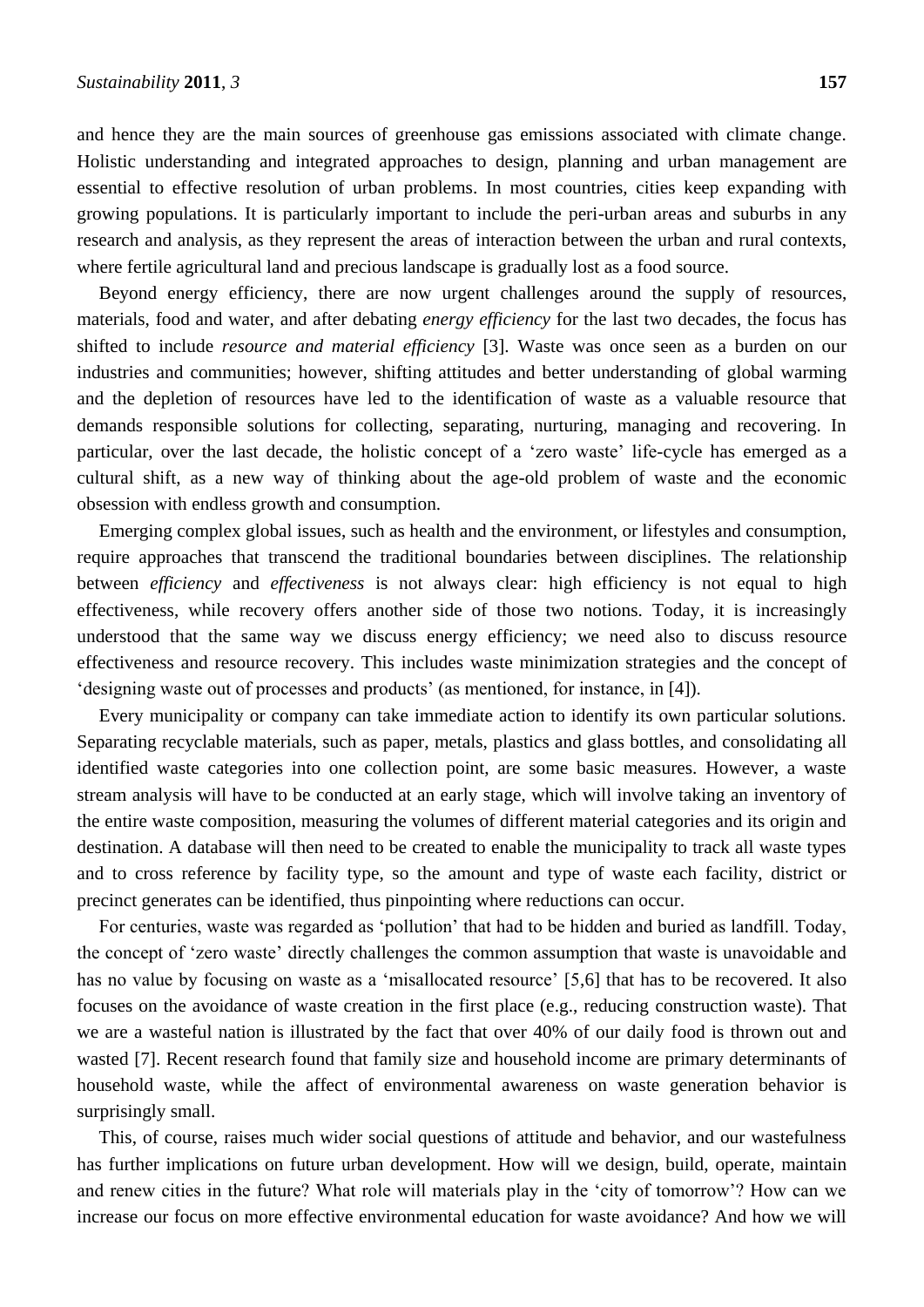and hence they are the main sources of greenhouse gas emissions associated with climate change. Holistic understanding and integrated approaches to design, planning and urban management are essential to effective resolution of urban problems. In most countries, cities keep expanding with growing populations. It is particularly important to include the peri-urban areas and suburbs in any research and analysis, as they represent the areas of interaction between the urban and rural contexts, where fertile agricultural land and precious landscape is gradually lost as a food source.

Beyond energy efficiency, there are now urgent challenges around the supply of resources, materials, food and water, and after debating *energy efficiency* for the last two decades, the focus has shifted to include *resource and material efficiency* [3]. Waste was once seen as a burden on our industries and communities; however, shifting attitudes and better understanding of global warming and the depletion of resources have led to the identification of waste as a valuable resource that demands responsible solutions for collecting, separating, nurturing, managing and recovering. In particular, over the last decade, the holistic concept of a 'zero waste' life-cycle has emerged as a cultural shift, as a new way of thinking about the age-old problem of waste and the economic obsession with endless growth and consumption.

Emerging complex global issues, such as health and the environment, or lifestyles and consumption, require approaches that transcend the traditional boundaries between disciplines. The relationship between *efficiency* and *effectiveness* is not always clear: high efficiency is not equal to high effectiveness, while recovery offers another side of those two notions. Today, it is increasingly understood that the same way we discuss energy efficiency; we need also to discuss resource effectiveness and resource recovery. This includes waste minimization strategies and the concept of 'designing waste out of processes and products' (as mentioned, for instance, in [4]).

Every municipality or company can take immediate action to identify its own particular solutions. Separating recyclable materials, such as paper, metals, plastics and glass bottles, and consolidating all identified waste categories into one collection point, are some basic measures. However, a waste stream analysis will have to be conducted at an early stage, which will involve taking an inventory of the entire waste composition, measuring the volumes of different material categories and its origin and destination. A database will then need to be created to enable the municipality to track all waste types and to cross reference by facility type, so the amount and type of waste each facility, district or precinct generates can be identified, thus pinpointing where reductions can occur.

For centuries, waste was regarded as 'pollution' that had to be hidden and buried as landfill. Today, the concept of 'zero waste' directly challenges the common assumption that waste is unavoidable and has no value by focusing on waste as a 'misallocated resource' [5,6] that has to be recovered. It also focuses on the avoidance of waste creation in the first place (e.g., reducing construction waste). That we are a wasteful nation is illustrated by the fact that over 40% of our daily food is thrown out and wasted [7]. Recent research found that family size and household income are primary determinants of household waste, while the affect of environmental awareness on waste generation behavior is surprisingly small.

This, of course, raises much wider social questions of attitude and behavior, and our wastefulness has further implications on future urban development. How will we design, build, operate, maintain and renew cities in the future? What role will materials play in the 'city of tomorrow'? How can we increase our focus on more effective environmental education for waste avoidance? And how we will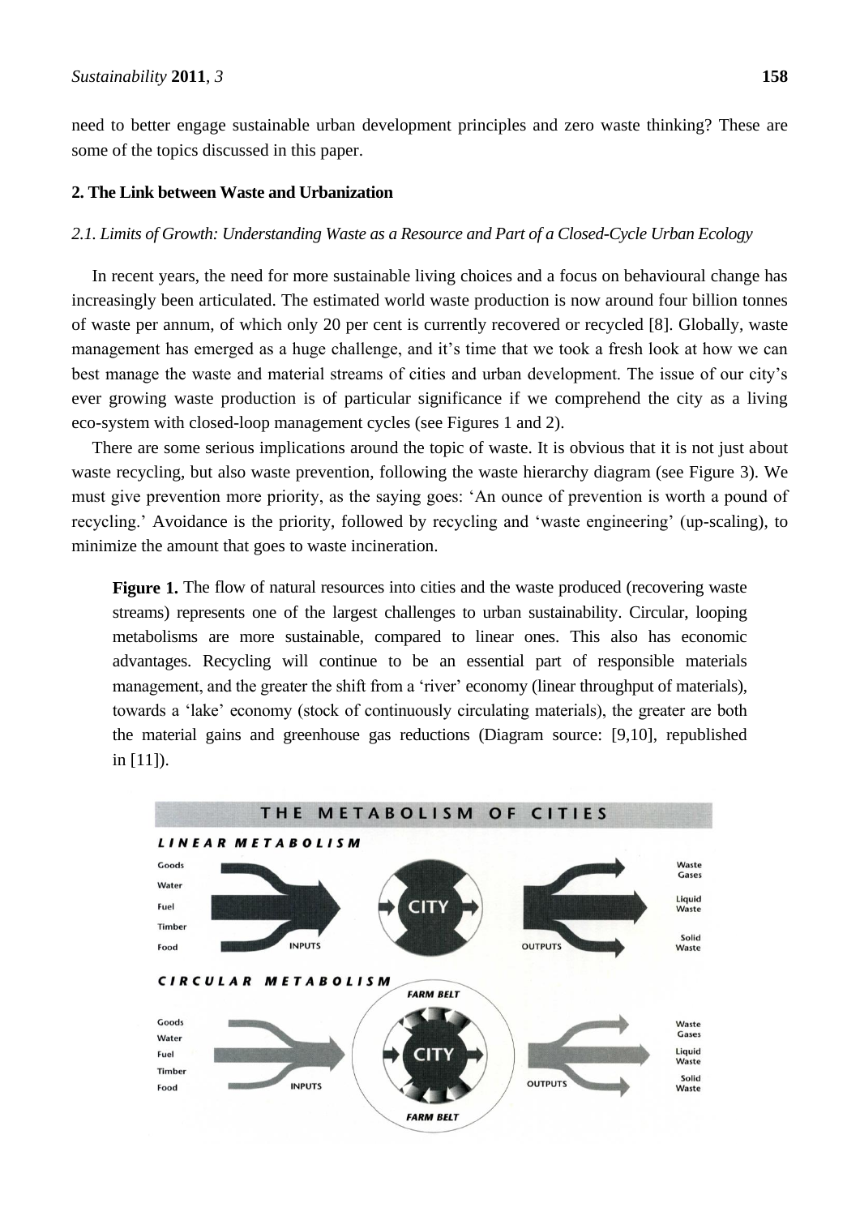need to better engage sustainable urban development principles and zero waste thinking? These are some of the topics discussed in this paper.

## 2. The Link between Waste and Urbanization

### *2.1. Limits of Growth: Understanding Waste as a Resource and Part of a Closed-Cycle Urban Ecology*

In recent years, the need for more sustainable living choices and a focus on behavioural change has increasingly been articulated. The estimated world waste production is now around four billion tonnes of waste per annum, of which only 20 per cent is currently recovered or recycled [8]. Globally, waste management has emerged as a huge challenge, and it's time that we took a fresh look at how we can best manage the waste and material streams of cities and urban development. The issue of our city's ever growing waste production is of particular significance if we comprehend the city as a living eco-system with closed-loop management cycles (see Figures 1 and 2).

There are some serious implications around the topic of waste. It is obvious that it is not just about waste recycling, but also waste prevention, following the waste hierarchy diagram (see Figure 3). We must give prevention more priority, as the saying goes: 'An ounce of prevention is worth a pound of recycling.' Avoidance is the priority, followed by recycling and 'waste engineering' (up-scaling), to minimize the amount that goes to waste incineration.

**Figure 1.** The flow of natural resources into cities and the waste produced (recovering waste streams) represents one of the largest challenges to urban sustainability. Circular, looping metabolisms are more sustainable, compared to linear ones. This also has economic advantages. Recycling will continue to be an essential part of responsible materials management, and the greater the shift from a 'river' economy (linear throughput of materials), towards a 'lake' economy (stock of continuously circulating materials), the greater are both the material gains and greenhouse gas reductions (Diagram source: [9,10], republished in [11]).

THE METABOLISM OF CITIES

LINEAR METABOLISM

Goods, Water, Fuel, Timber, Food → INPUTS → CITY → OUTPUTS → Waste Gases, Liquid Waste, Solid Waste

CIRCULAR METABOLISM

Goods, Water, Fuel, Timber, Food → INPUTS → FARM BELT / CITY / FARM BELT → OUTPUTS → Waste Gases, Liquid Waste, Solid Waste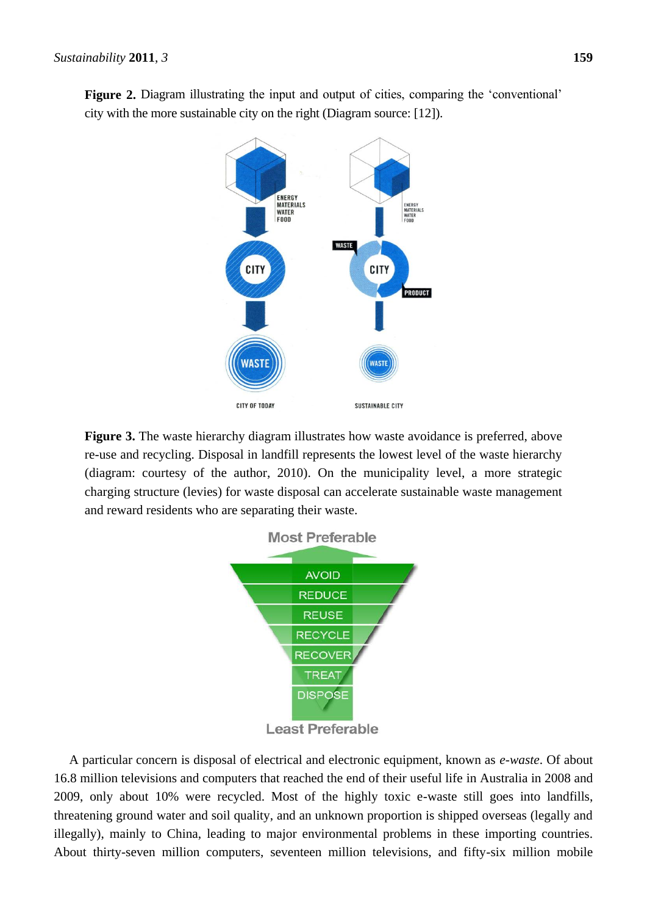**Figure 2.** Diagram illustrating the input and output of cities, comparing the 'conventional' city with the more sustainable city on the right (Diagram source: [12]).

**Figure 3.** The waste hierarchy diagram illustrates how waste avoidance is preferred, above re-use and recycling. Disposal in landfill represents the lowest level of the waste hierarchy (diagram: courtesy of the author, 2010). On the municipality level, a more strategic charging structure (levies) for waste disposal can accelerate sustainable waste management and reward residents who are separating their waste.

A particular concern is disposal of electrical and electronic equipment, known as *e-waste*. Of about 16.8 million televisions and computers that reached the end of their useful life in Australia in 2008 and 2009, only about 10% were recycled. Most of the highly toxic e-waste still goes into landfills, threatening ground water and soil quality, and an unknown proportion is shipped overseas (legally and illegally), mainly to China, leading to major environmental problems in these importing countries. About thirty-seven million computers, seventeen million televisions, and fifty-six million mobile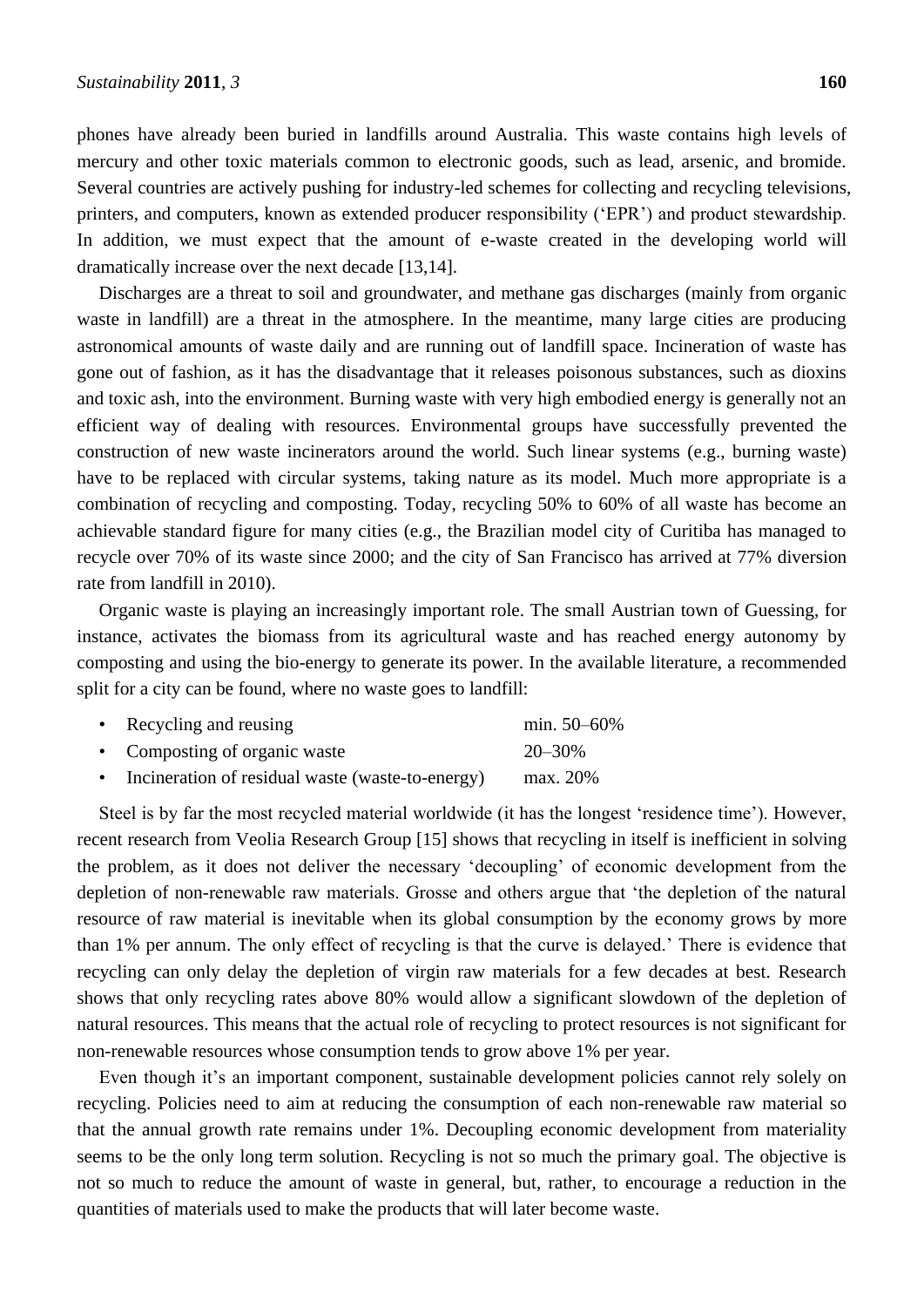phones have already been buried in landfills around Australia. This waste contains high levels of mercury and other toxic materials common to electronic goods, such as lead, arsenic, and bromide. Several countries are actively pushing for industry-led schemes for collecting and recycling televisions, printers, and computers, known as extended producer responsibility ('EPR') and product stewardship. In addition, we must expect that the amount of e-waste created in the developing world will dramatically increase over the next decade [13,14].

Discharges are a threat to soil and groundwater, and methane gas discharges (mainly from organic waste in landfill) are a threat in the atmosphere. In the meantime, many large cities are producing astronomical amounts of waste daily and are running out of landfill space. Incineration of waste has gone out of fashion, as it has the disadvantage that it releases poisonous substances, such as dioxins and toxic ash, into the environment. Burning waste with very high embodied energy is generally not an efficient way of dealing with resources. Environmental groups have successfully prevented the construction of new waste incinerators around the world. Such linear systems (e.g., burning waste) have to be replaced with circular systems, taking nature as its model. Much more appropriate is a combination of recycling and composting. Today, recycling 50% to 60% of all waste has become an achievable standard figure for many cities (e.g., the Brazilian model city of Curitiba has managed to recycle over 70% of its waste since 2000; and the city of San Francisco has arrived at 77% diversion rate from landfill in 2010).

Organic waste is playing an increasingly important role. The small Austrian town of Guessing, for instance, activates the biomass from its agricultural waste and has reached energy autonomy by composting and using the bio-energy to generate its power. In the available literature, a recommended split for a city can be found, where no waste goes to landfill:

- Recycling and reusing — min. 50–60%
- Composting of organic waste — 20–30%
- Incineration of residual waste (waste-to-energy) — max. 20%

Steel is by far the most recycled material worldwide (it has the longest 'residence time'). However, recent research from Veolia Research Group [15] shows that recycling in itself is inefficient in solving the problem, as it does not deliver the necessary 'decoupling' of economic development from the depletion of non-renewable raw materials. Grosse and others argue that 'the depletion of the natural resource of raw material is inevitable when its global consumption by the economy grows by more than 1% per annum. The only effect of recycling is that the curve is delayed.' There is evidence that recycling can only delay the depletion of virgin raw materials for a few decades at best. Research shows that only recycling rates above 80% would allow a significant slowdown of the depletion of natural resources. This means that the actual role of recycling to protect resources is not significant for non-renewable resources whose consumption tends to grow above 1% per year.

Even though it's an important component, sustainable development policies cannot rely solely on recycling. Policies need to aim at reducing the consumption of each non-renewable raw material so that the annual growth rate remains under 1%. Decoupling economic development from materiality seems to be the only long term solution. Recycling is not so much the primary goal. The objective is not so much to reduce the amount of waste in general, but, rather, to encourage a reduction in the quantities of materials used to make the products that will later become waste.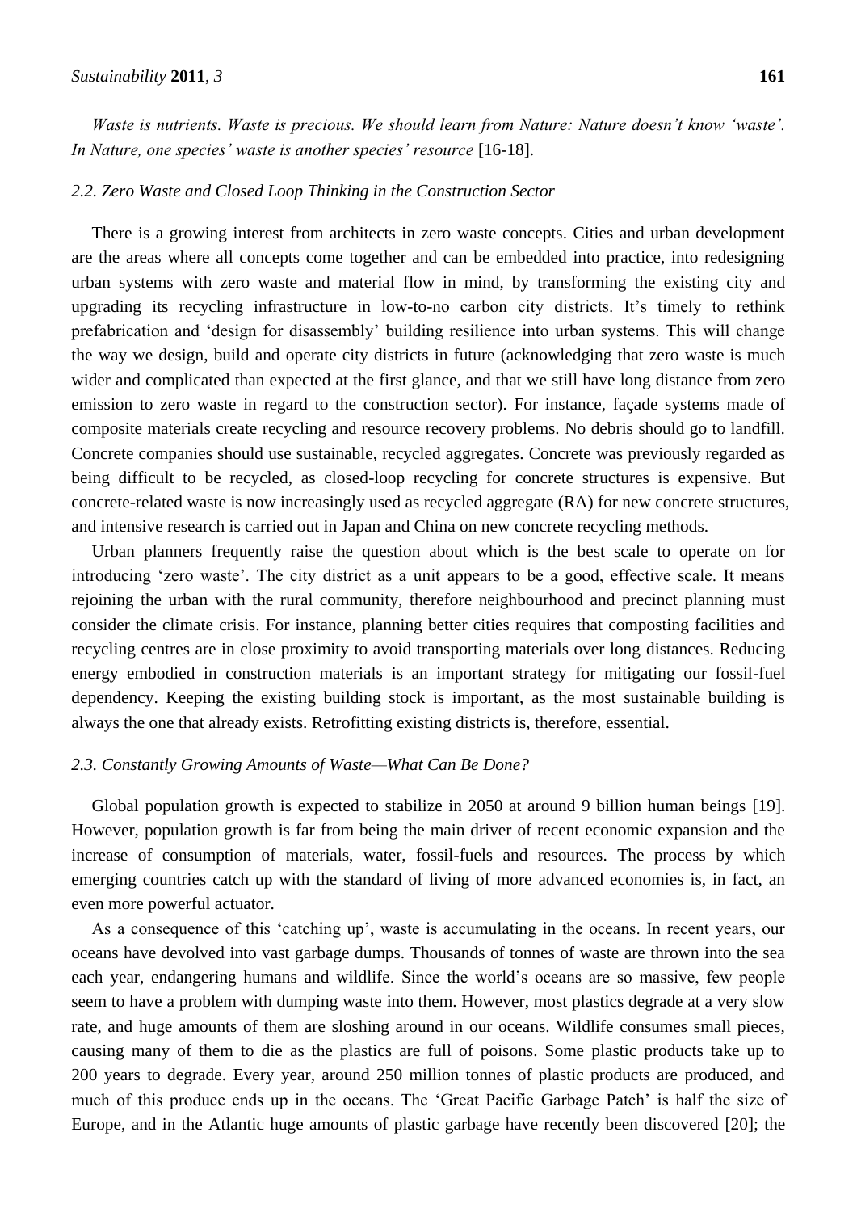*Waste is nutrients. Waste is precious. We should learn from Nature: Nature doesn't know 'waste'. In Nature, one species' waste is another species' resource* [16-18].

### *2.2. Zero Waste and Closed Loop Thinking in the Construction Sector*

There is a growing interest from architects in zero waste concepts. Cities and urban development are the areas where all concepts come together and can be embedded into practice, into redesigning urban systems with zero waste and material flow in mind, by transforming the existing city and upgrading its recycling infrastructure in low-to-no carbon city districts. It's timely to rethink prefabrication and 'design for disassembly' building resilience into urban systems. This will change the way we design, build and operate city districts in future (acknowledging that zero waste is much wider and complicated than expected at the first glance, and that we still have long distance from zero emission to zero waste in regard to the construction sector). For instance, façade systems made of composite materials create recycling and resource recovery problems. No debris should go to landfill. Concrete companies should use sustainable, recycled aggregates. Concrete was previously regarded as being difficult to be recycled, as closed-loop recycling for concrete structures is expensive. But concrete-related waste is now increasingly used as recycled aggregate (RA) for new concrete structures, and intensive research is carried out in Japan and China on new concrete recycling methods.

Urban planners frequently raise the question about which is the best scale to operate on for introducing 'zero waste'. The city district as a unit appears to be a good, effective scale. It means rejoining the urban with the rural community, therefore neighbourhood and precinct planning must consider the climate crisis. For instance, planning better cities requires that composting facilities and recycling centres are in close proximity to avoid transporting materials over long distances. Reducing energy embodied in construction materials is an important strategy for mitigating our fossil-fuel dependency. Keeping the existing building stock is important, as the most sustainable building is always the one that already exists. Retrofitting existing districts is, therefore, essential.

### *2.3. Constantly Growing Amounts of Waste—What Can Be Done?*

Global population growth is expected to stabilize in 2050 at around 9 billion human beings [19]. However, population growth is far from being the main driver of recent economic expansion and the increase of consumption of materials, water, fossil-fuels and resources. The process by which emerging countries catch up with the standard of living of more advanced economies is, in fact, an even more powerful actuator.

As a consequence of this 'catching up', waste is accumulating in the oceans. In recent years, our oceans have devolved into vast garbage dumps. Thousands of tonnes of waste are thrown into the sea each year, endangering humans and wildlife. Since the world's oceans are so massive, few people seem to have a problem with dumping waste into them. However, most plastics degrade at a very slow rate, and huge amounts of them are sloshing around in our oceans. Wildlife consumes small pieces, causing many of them to die as the plastics are full of poisons. Some plastic products take up to 200 years to degrade. Every year, around 250 million tonnes of plastic products are produced, and much of this produce ends up in the oceans. The 'Great Pacific Garbage Patch' is half the size of Europe, and in the Atlantic huge amounts of plastic garbage have recently been discovered [20]; the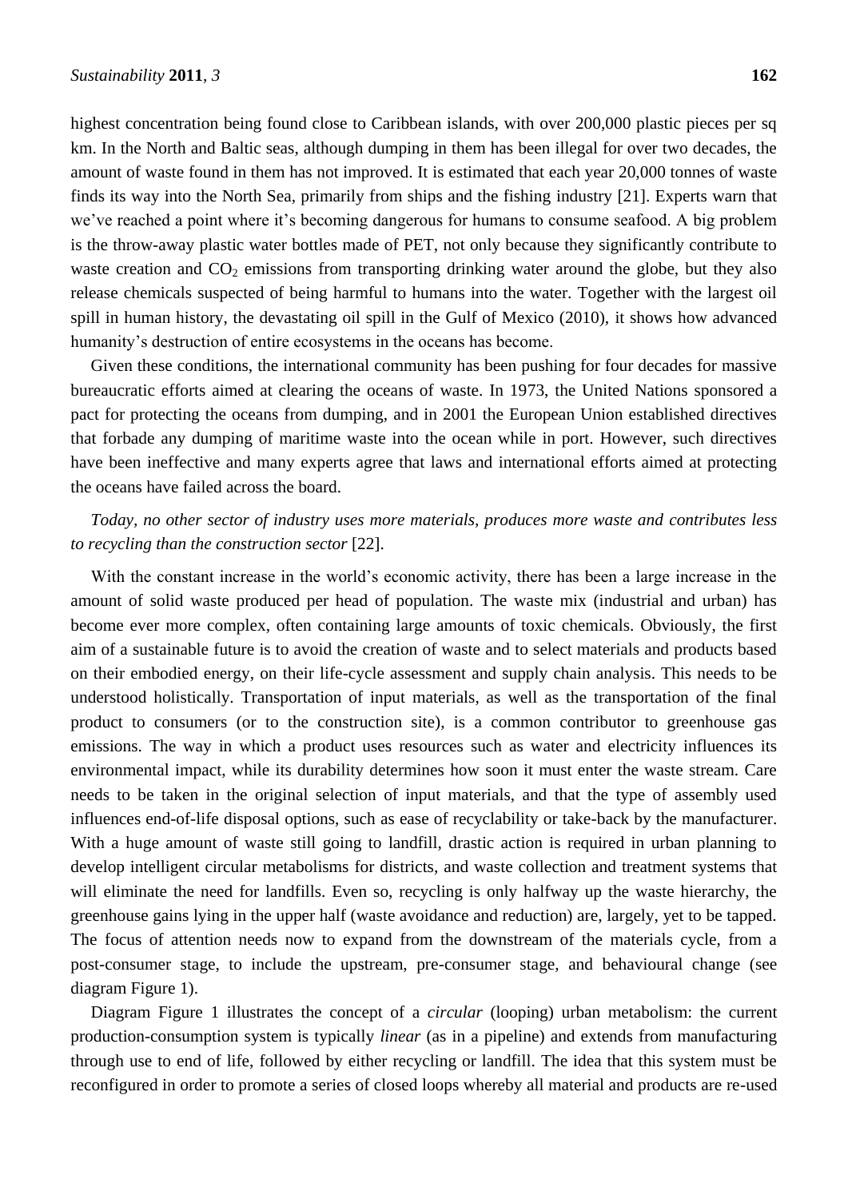highest concentration being found close to Caribbean islands, with over 200,000 plastic pieces per sq km. In the North and Baltic seas, although dumping in them has been illegal for over two decades, the amount of waste found in them has not improved. It is estimated that each year 20,000 tonnes of waste finds its way into the North Sea, primarily from ships and the fishing industry [21]. Experts warn that we've reached a point where it's becoming dangerous for humans to consume seafood. A big problem is the throw-away plastic water bottles made of PET, not only because they significantly contribute to waste creation and $CO_2$ emissions from transporting drinking water around the globe, but they also release chemicals suspected of being harmful to humans into the water. Together with the largest oil spill in human history, the devastating oil spill in the Gulf of Mexico (2010), it shows how advanced humanity's destruction of entire ecosystems in the oceans has become.

Given these conditions, the international community has been pushing for four decades for massive bureaucratic efforts aimed at clearing the oceans of waste. In 1973, the United Nations sponsored a pact for protecting the oceans from dumping, and in 2001 the European Union established directives that forbade any dumping of maritime waste into the ocean while in port. However, such directives have been ineffective and many experts agree that laws and international efforts aimed at protecting the oceans have failed across the board.

*Today, no other sector of industry uses more materials, produces more waste and contributes less to recycling than the construction sector* [22].

With the constant increase in the world's economic activity, there has been a large increase in the amount of solid waste produced per head of population. The waste mix (industrial and urban) has become ever more complex, often containing large amounts of toxic chemicals. Obviously, the first aim of a sustainable future is to avoid the creation of waste and to select materials and products based on their embodied energy, on their life-cycle assessment and supply chain analysis. This needs to be understood holistically. Transportation of input materials, as well as the transportation of the final product to consumers (or to the construction site), is a common contributor to greenhouse gas emissions. The way in which a product uses resources such as water and electricity influences its environmental impact, while its durability determines how soon it must enter the waste stream. Care needs to be taken in the original selection of input materials, and that the type of assembly used influences end-of-life disposal options, such as ease of recyclability or take-back by the manufacturer. With a huge amount of waste still going to landfill, drastic action is required in urban planning to develop intelligent circular metabolisms for districts, and waste collection and treatment systems that will eliminate the need for landfills. Even so, recycling is only halfway up the waste hierarchy, the greenhouse gains lying in the upper half (waste avoidance and reduction) are, largely, yet to be tapped. The focus of attention needs now to expand from the downstream of the materials cycle, from a post-consumer stage, to include the upstream, pre-consumer stage, and behavioural change (see diagram Figure 1).

Diagram Figure 1 illustrates the concept of a *circular* (looping) urban metabolism: the current production-consumption system is typically *linear* (as in a pipeline) and extends from manufacturing through use to end of life, followed by either recycling or landfill. The idea that this system must be reconfigured in order to promote a series of closed loops whereby all material and products are re-used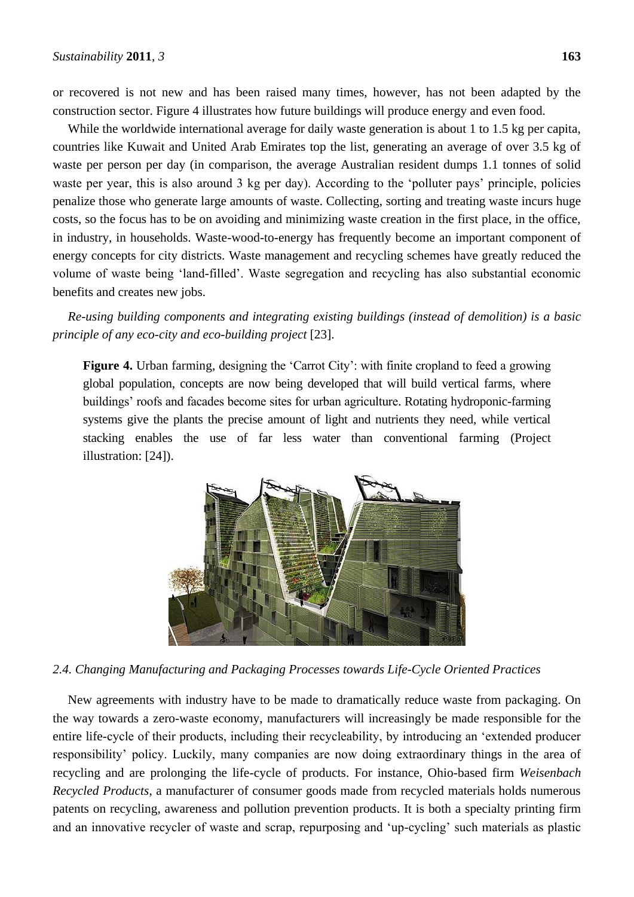or recovered is not new and has been raised many times, however, has not been adapted by the construction sector. Figure 4 illustrates how future buildings will produce energy and even food.

While the worldwide international average for daily waste generation is about 1 to 1.5 kg per capita, countries like Kuwait and United Arab Emirates top the list, generating an average of over 3.5 kg of waste per person per day (in comparison, the average Australian resident dumps 1.1 tonnes of solid waste per year, this is also around 3 kg per day). According to the 'polluter pays' principle, policies penalize those who generate large amounts of waste. Collecting, sorting and treating waste incurs huge costs, so the focus has to be on avoiding and minimizing waste creation in the first place, in the office, in industry, in households. Waste-wood-to-energy has frequently become an important component of energy concepts for city districts. Waste management and recycling schemes have greatly reduced the volume of waste being 'land-filled'. Waste segregation and recycling has also substantial economic benefits and creates new jobs.

*Re-using building components and integrating existing buildings (instead of demolition) is a basic principle of any eco-city and eco-building project* [23].

**Figure 4.** Urban farming, designing the 'Carrot City': with finite cropland to feed a growing global population, concepts are now being developed that will build vertical farms, where buildings' roofs and facades become sites for urban agriculture. Rotating hydroponic-farming systems give the plants the precise amount of light and nutrients they need, while vertical stacking enables the use of far less water than conventional farming (Project illustration: [24]).

### *2.4. Changing Manufacturing and Packaging Processes towards Life-Cycle Oriented Practices*

New agreements with industry have to be made to dramatically reduce waste from packaging. On the way towards a zero-waste economy, manufacturers will increasingly be made responsible for the entire life-cycle of their products, including their recycleability, by introducing an 'extended producer responsibility' policy. Luckily, many companies are now doing extraordinary things in the area of recycling and are prolonging the life-cycle of products. For instance, Ohio-based firm *Weisenbach Recycled Products*, a manufacturer of consumer goods made from recycled materials holds numerous patents on recycling, awareness and pollution prevention products. It is both a specialty printing firm and an innovative recycler of waste and scrap, repurposing and 'up-cycling' such materials as plastic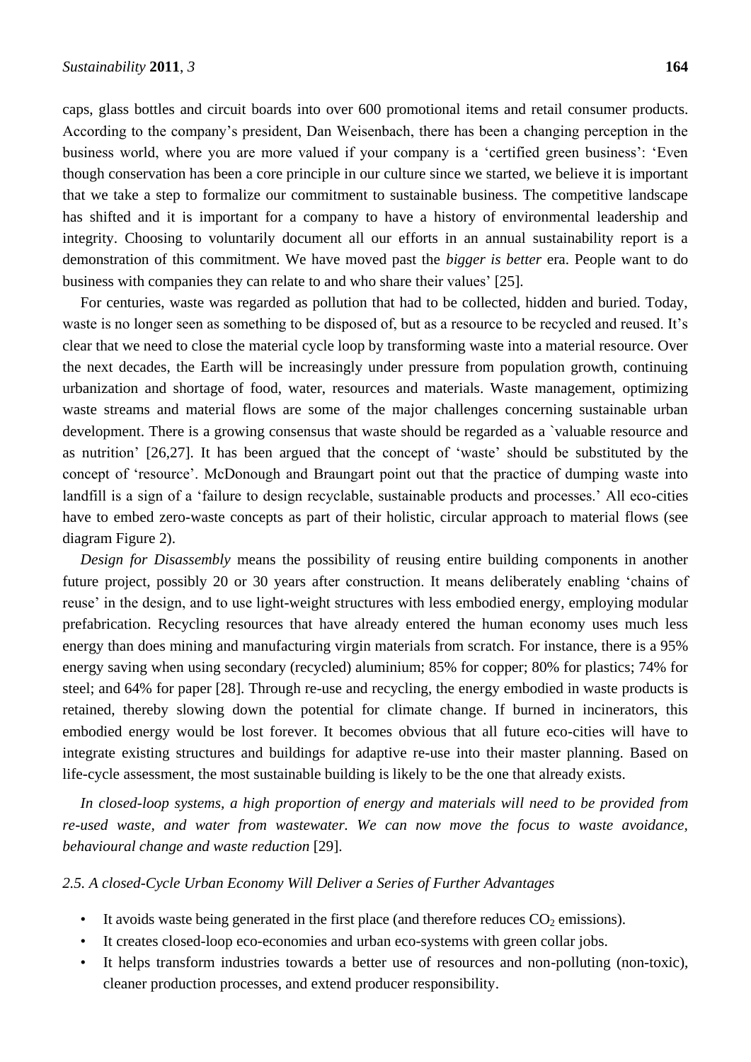caps, glass bottles and circuit boards into over 600 promotional items and retail consumer products. According to the company's president, Dan Weisenbach, there has been a changing perception in the business world, where you are more valued if your company is a 'certified green business': 'Even though conservation has been a core principle in our culture since we started, we believe it is important that we take a step to formalize our commitment to sustainable business. The competitive landscape has shifted and it is important for a company to have a history of environmental leadership and integrity. Choosing to voluntarily document all our efforts in an annual sustainability report is a demonstration of this commitment. We have moved past the *bigger is better* era. People want to do business with companies they can relate to and who share their values' [25].

For centuries, waste was regarded as pollution that had to be collected, hidden and buried. Today, waste is no longer seen as something to be disposed of, but as a resource to be recycled and reused. It's clear that we need to close the material cycle loop by transforming waste into a material resource. Over the next decades, the Earth will be increasingly under pressure from population growth, continuing urbanization and shortage of food, water, resources and materials. Waste management, optimizing waste streams and material flows are some of the major challenges concerning sustainable urban development. There is a growing consensus that waste should be regarded as a `valuable resource and as nutrition' [26,27]. It has been argued that the concept of 'waste' should be substituted by the concept of 'resource'. McDonough and Braungart point out that the practice of dumping waste into landfill is a sign of a 'failure to design recyclable, sustainable products and processes.' All eco-cities have to embed zero-waste concepts as part of their holistic, circular approach to material flows (see diagram Figure 2).

*Design for Disassembly* means the possibility of reusing entire building components in another future project, possibly 20 or 30 years after construction. It means deliberately enabling 'chains of reuse' in the design, and to use light-weight structures with less embodied energy, employing modular prefabrication. Recycling resources that have already entered the human economy uses much less energy than does mining and manufacturing virgin materials from scratch. For instance, there is a 95% energy saving when using secondary (recycled) aluminium; 85% for copper; 80% for plastics; 74% for steel; and 64% for paper [28]. Through re-use and recycling, the energy embodied in waste products is retained, thereby slowing down the potential for climate change. If burned in incinerators, this embodied energy would be lost forever. It becomes obvious that all future eco-cities will have to integrate existing structures and buildings for adaptive re-use into their master planning. Based on life-cycle assessment, the most sustainable building is likely to be the one that already exists.

*In closed-loop systems, a high proportion of energy and materials will need to be provided from re-used waste, and water from wastewater. We can now move the focus to waste avoidance, behavioural change and waste reduction* [29].

### *2.5. A closed-Cycle Urban Economy Will Deliver a Series of Further Advantages*

- It avoids waste being generated in the first place (and therefore reduces $CO_2$ emissions).
- It creates closed-loop eco-economies and urban eco-systems with green collar jobs.
- It helps transform industries towards a better use of resources and non-polluting (non-toxic), cleaner production processes, and extend producer responsibility.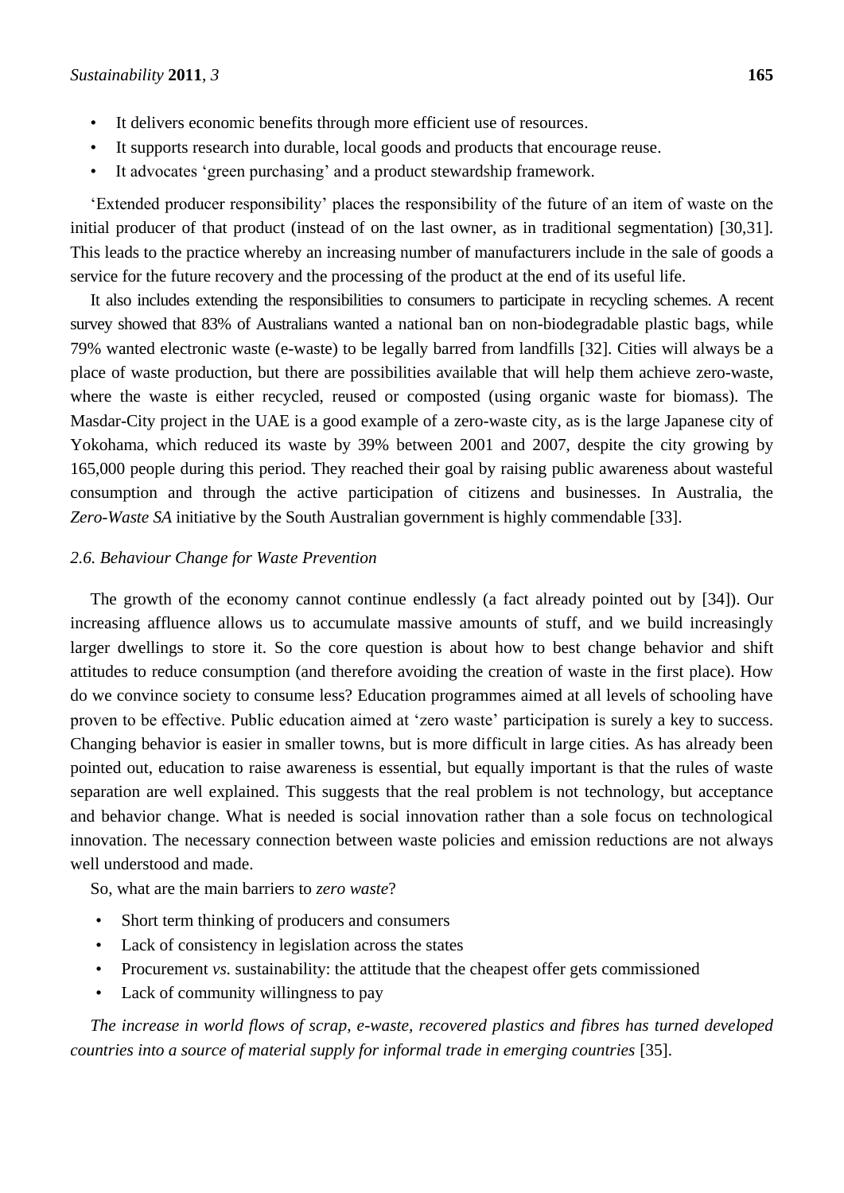- It delivers economic benefits through more efficient use of resources.
- It supports research into durable, local goods and products that encourage reuse.
- It advocates 'green purchasing' and a product stewardship framework.

'Extended producer responsibility' places the responsibility of the future of an item of waste on the initial producer of that product (instead of on the last owner, as in traditional segmentation) [30,31]. This leads to the practice whereby an increasing number of manufacturers include in the sale of goods a service for the future recovery and the processing of the product at the end of its useful life.

It also includes extending the responsibilities to consumers to participate in recycling schemes. A recent survey showed that 83% of Australians wanted a national ban on non-biodegradable plastic bags, while 79% wanted electronic waste (e-waste) to be legally barred from landfills [32]. Cities will always be a place of waste production, but there are possibilities available that will help them achieve zero-waste, where the waste is either recycled, reused or composted (using organic waste for biomass). The Masdar-City project in the UAE is a good example of a zero-waste city, as is the large Japanese city of Yokohama, which reduced its waste by 39% between 2001 and 2007, despite the city growing by 165,000 people during this period. They reached their goal by raising public awareness about wasteful consumption and through the active participation of citizens and businesses. In Australia, the *Zero-Waste SA* initiative by the South Australian government is highly commendable [33].

### *2.6. Behaviour Change for Waste Prevention*

The growth of the economy cannot continue endlessly (a fact already pointed out by [34]). Our increasing affluence allows us to accumulate massive amounts of stuff, and we build increasingly larger dwellings to store it. So the core question is about how to best change behavior and shift attitudes to reduce consumption (and therefore avoiding the creation of waste in the first place). How do we convince society to consume less? Education programmes aimed at all levels of schooling have proven to be effective. Public education aimed at 'zero waste' participation is surely a key to success. Changing behavior is easier in smaller towns, but is more difficult in large cities. As has already been pointed out, education to raise awareness is essential, but equally important is that the rules of waste separation are well explained. This suggests that the real problem is not technology, but acceptance and behavior change. What is needed is social innovation rather than a sole focus on technological innovation. The necessary connection between waste policies and emission reductions are not always well understood and made.

So, what are the main barriers to *zero waste*?

- Short term thinking of producers and consumers
- Lack of consistency in legislation across the states
- Procurement *vs.* sustainability: the attitude that the cheapest offer gets commissioned
- Lack of community willingness to pay

*The increase in world flows of scrap, e-waste, recovered plastics and fibres has turned developed countries into a source of material supply for informal trade in emerging countries* [35].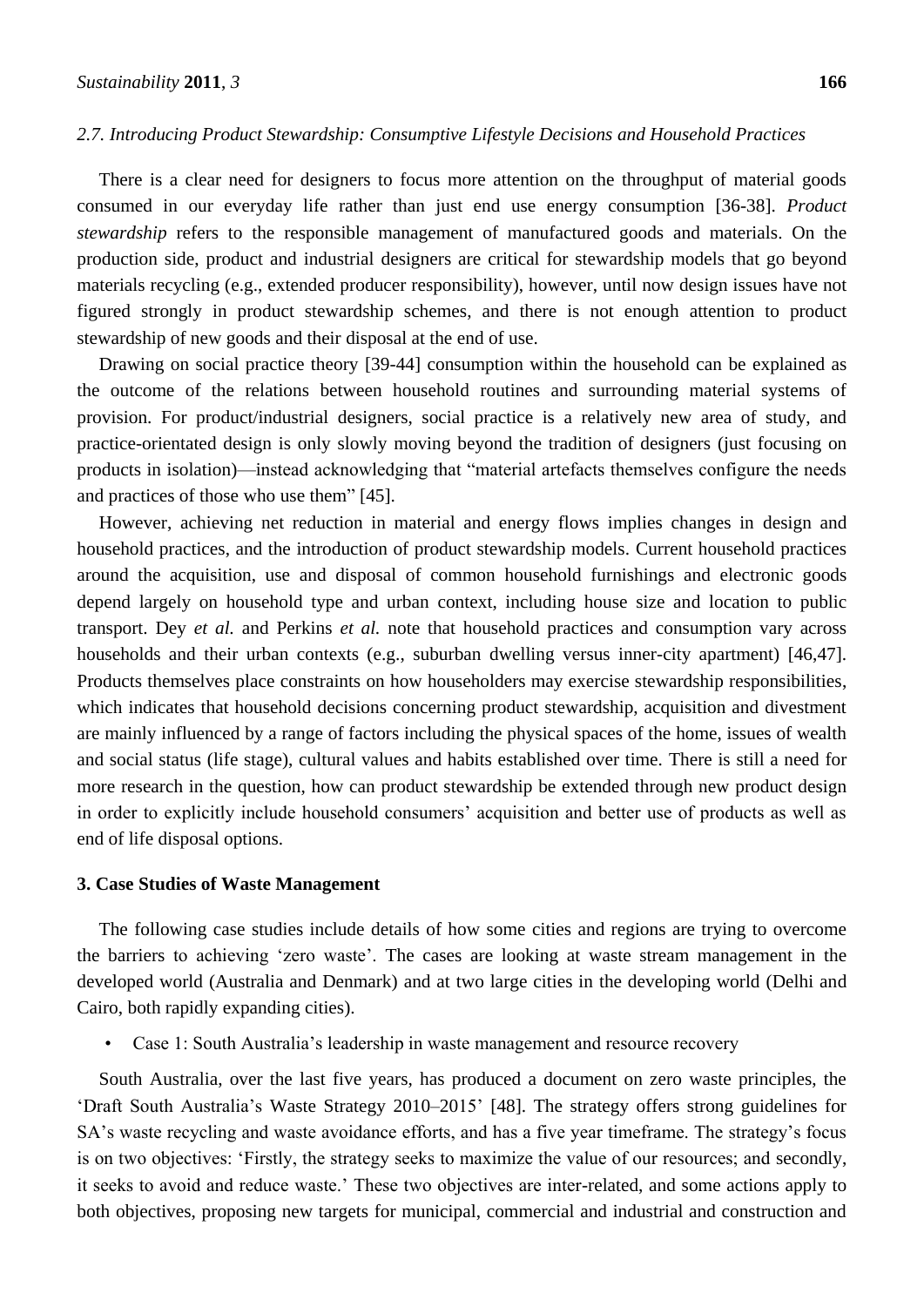### 2.7. Introducing Product Stewardship: Consumptive Lifestyle Decisions and Household Practices

There is a clear need for designers to focus more attention on the throughput of material goods consumed in our everyday life rather than just end use energy consumption [36-38]. *Product stewardship* refers to the responsible management of manufactured goods and materials. On the production side, product and industrial designers are critical for stewardship models that go beyond materials recycling (e.g., extended producer responsibility), however, until now design issues have not figured strongly in product stewardship schemes, and there is not enough attention to product stewardship of new goods and their disposal at the end of use.

Drawing on social practice theory [39-44] consumption within the household can be explained as the outcome of the relations between household routines and surrounding material systems of provision. For product/industrial designers, social practice is a relatively new area of study, and practice-orientated design is only slowly moving beyond the tradition of designers (just focusing on products in isolation)—instead acknowledging that "material artefacts themselves configure the needs and practices of those who use them" [45].

However, achieving net reduction in material and energy flows implies changes in design and household practices, and the introduction of product stewardship models. Current household practices around the acquisition, use and disposal of common household furnishings and electronic goods depend largely on household type and urban context, including house size and location to public transport. Dey *et al.* and Perkins *et al.* note that household practices and consumption vary across households and their urban contexts (e.g., suburban dwelling versus inner-city apartment) [46,47]. Products themselves place constraints on how householders may exercise stewardship responsibilities, which indicates that household decisions concerning product stewardship, acquisition and divestment are mainly influenced by a range of factors including the physical spaces of the home, issues of wealth and social status (life stage), cultural values and habits established over time. There is still a need for more research in the question, how can product stewardship be extended through new product design in order to explicitly include household consumers' acquisition and better use of products as well as end of life disposal options.

## 3. Case Studies of Waste Management

The following case studies include details of how some cities and regions are trying to overcome the barriers to achieving 'zero waste'. The cases are looking at waste stream management in the developed world (Australia and Denmark) and at two large cities in the developing world (Delhi and Cairo, both rapidly expanding cities).

- Case 1: South Australia's leadership in waste management and resource recovery

South Australia, over the last five years, has produced a document on zero waste principles, the 'Draft South Australia's Waste Strategy 2010–2015' [48]. The strategy offers strong guidelines for SA's waste recycling and waste avoidance efforts, and has a five year timeframe. The strategy's focus is on two objectives: 'Firstly, the strategy seeks to maximize the value of our resources; and secondly, it seeks to avoid and reduce waste.' These two objectives are inter-related, and some actions apply to both objectives, proposing new targets for municipal, commercial and industrial and construction and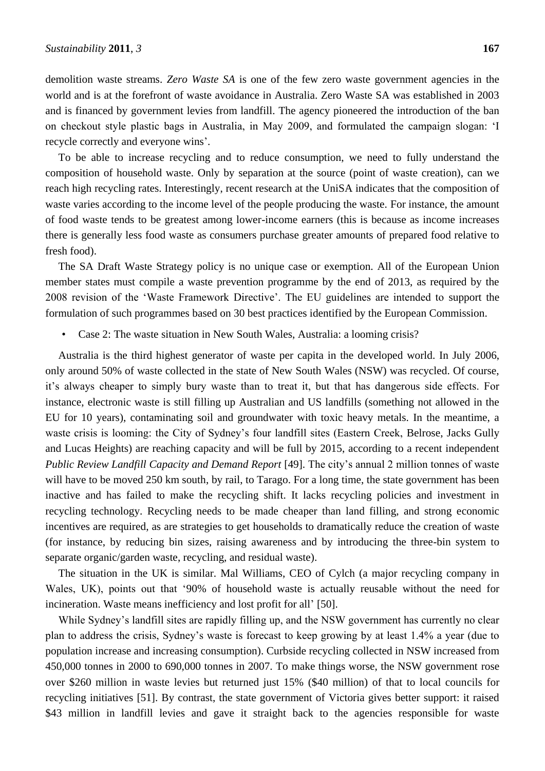demolition waste streams. *Zero Waste SA* is one of the few zero waste government agencies in the world and is at the forefront of waste avoidance in Australia. Zero Waste SA was established in 2003 and is financed by government levies from landfill. The agency pioneered the introduction of the ban on checkout style plastic bags in Australia, in May 2009, and formulated the campaign slogan: 'I recycle correctly and everyone wins'.

To be able to increase recycling and to reduce consumption, we need to fully understand the composition of household waste. Only by separation at the source (point of waste creation), can we reach high recycling rates. Interestingly, recent research at the UniSA indicates that the composition of waste varies according to the income level of the people producing the waste. For instance, the amount of food waste tends to be greatest among lower-income earners (this is because as income increases there is generally less food waste as consumers purchase greater amounts of prepared food relative to fresh food).

The SA Draft Waste Strategy policy is no unique case or exemption. All of the European Union member states must compile a waste prevention programme by the end of 2013, as required by the 2008 revision of the 'Waste Framework Directive'. The EU guidelines are intended to support the formulation of such programmes based on 30 best practices identified by the European Commission.

- Case 2: The waste situation in New South Wales, Australia: a looming crisis?

Australia is the third highest generator of waste per capita in the developed world. In July 2006, only around 50% of waste collected in the state of New South Wales (NSW) was recycled. Of course, it's always cheaper to simply bury waste than to treat it, but that has dangerous side effects. For instance, electronic waste is still filling up Australian and US landfills (something not allowed in the EU for 10 years), contaminating soil and groundwater with toxic heavy metals. In the meantime, a waste crisis is looming: the City of Sydney's four landfill sites (Eastern Creek, Belrose, Jacks Gully and Lucas Heights) are reaching capacity and will be full by 2015, according to a recent independent *Public Review Landfill Capacity and Demand Report* [49]. The city's annual 2 million tonnes of waste will have to be moved 250 km south, by rail, to Tarago. For a long time, the state government has been inactive and has failed to make the recycling shift. It lacks recycling policies and investment in recycling technology. Recycling needs to be made cheaper than land filling, and strong economic incentives are required, as are strategies to get households to dramatically reduce the creation of waste (for instance, by reducing bin sizes, raising awareness and by introducing the three-bin system to separate organic/garden waste, recycling, and residual waste).

The situation in the UK is similar. Mal Williams, CEO of Cylch (a major recycling company in Wales, UK), points out that '90% of household waste is actually reusable without the need for incineration. Waste means inefficiency and lost profit for all' [50].

While Sydney's landfill sites are rapidly filling up, and the NSW government has currently no clear plan to address the crisis, Sydney's waste is forecast to keep growing by at least 1.4% a year (due to population increase and increasing consumption). Curbside recycling collected in NSW increased from 450,000 tonnes in 2000 to 690,000 tonnes in 2007. To make things worse, the NSW government rose over $260 million in waste levies but returned just 15% ($40 million) of that to local councils for recycling initiatives [51]. By contrast, the state government of Victoria gives better support: it raised $43 million in landfill levies and gave it straight back to the agencies responsible for waste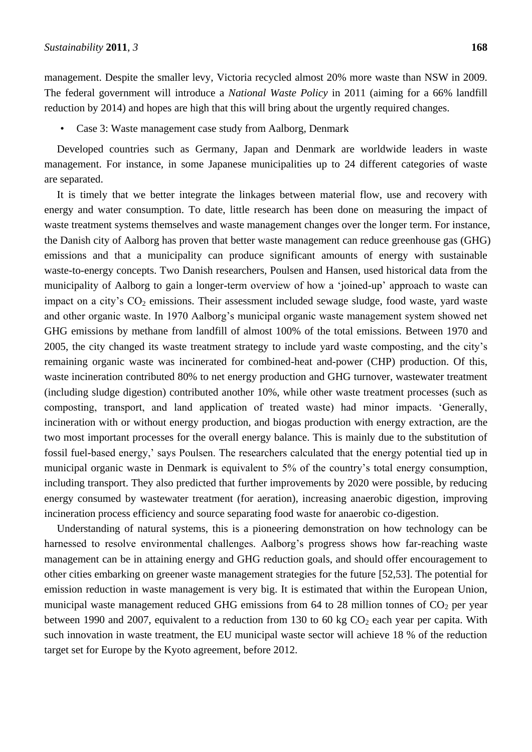management. Despite the smaller levy, Victoria recycled almost 20% more waste than NSW in 2009. The federal government will introduce a *National Waste Policy* in 2011 (aiming for a 66% landfill reduction by 2014) and hopes are high that this will bring about the urgently required changes.

- Case 3: Waste management case study from Aalborg, Denmark

Developed countries such as Germany, Japan and Denmark are worldwide leaders in waste management. For instance, in some Japanese municipalities up to 24 different categories of waste are separated.

It is timely that we better integrate the linkages between material flow, use and recovery with energy and water consumption. To date, little research has been done on measuring the impact of waste treatment systems themselves and waste management changes over the longer term. For instance, the Danish city of Aalborg has proven that better waste management can reduce greenhouse gas (GHG) emissions and that a municipality can produce significant amounts of energy with sustainable waste-to-energy concepts. Two Danish researchers, Poulsen and Hansen, used historical data from the municipality of Aalborg to gain a longer-term overview of how a 'joined-up' approach to waste can impact on a city's $CO_2$ emissions. Their assessment included sewage sludge, food waste, yard waste and other organic waste. In 1970 Aalborg's municipal organic waste management system showed net GHG emissions by methane from landfill of almost 100% of the total emissions. Between 1970 and 2005, the city changed its waste treatment strategy to include yard waste composting, and the city's remaining organic waste was incinerated for combined-heat and-power (CHP) production. Of this, waste incineration contributed 80% to net energy production and GHG turnover, wastewater treatment (including sludge digestion) contributed another 10%, while other waste treatment processes (such as composting, transport, and land application of treated waste) had minor impacts. 'Generally, incineration with or without energy production, and biogas production with energy extraction, are the two most important processes for the overall energy balance. This is mainly due to the substitution of fossil fuel-based energy,' says Poulsen. The researchers calculated that the energy potential tied up in municipal organic waste in Denmark is equivalent to 5% of the country's total energy consumption, including transport. They also predicted that further improvements by 2020 were possible, by reducing energy consumed by wastewater treatment (for aeration), increasing anaerobic digestion, improving incineration process efficiency and source separating food waste for anaerobic co-digestion.

Understanding of natural systems, this is a pioneering demonstration on how technology can be harnessed to resolve environmental challenges. Aalborg's progress shows how far-reaching waste management can be in attaining energy and GHG reduction goals, and should offer encouragement to other cities embarking on greener waste management strategies for the future [52,53]. The potential for emission reduction in waste management is very big. It is estimated that within the European Union, municipal waste management reduced GHG emissions from 64 to 28 million tonnes of $CO_2$ per year between 1990 and 2007, equivalent to a reduction from 130 to 60 kg $CO_2$ each year per capita. With such innovation in waste treatment, the EU municipal waste sector will achieve 18 % of the reduction target set for Europe by the Kyoto agreement, before 2012.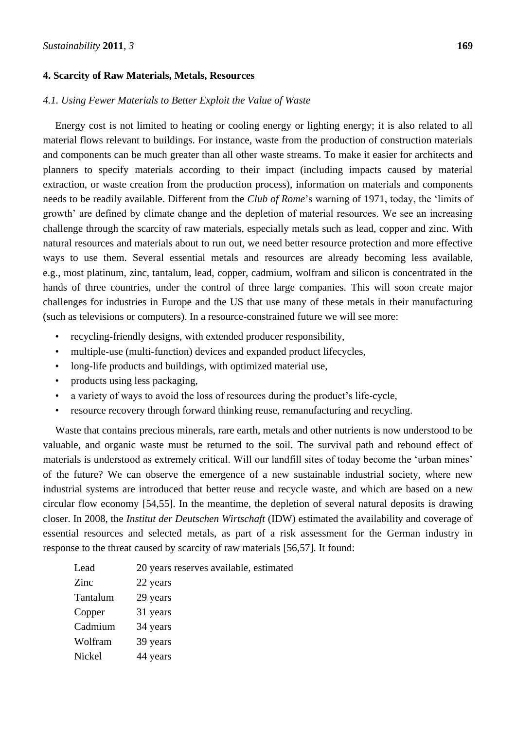## 4. Scarcity of Raw Materials, Metals, Resources

### *4.1. Using Fewer Materials to Better Exploit the Value of Waste*

Energy cost is not limited to heating or cooling energy or lighting energy; it is also related to all material flows relevant to buildings. For instance, waste from the production of construction materials and components can be much greater than all other waste streams. To make it easier for architects and planners to specify materials according to their impact (including impacts caused by material extraction, or waste creation from the production process), information on materials and components needs to be readily available. Different from the *Club of Rome*'s warning of 1971, today, the 'limits of growth' are defined by climate change and the depletion of material resources. We see an increasing challenge through the scarcity of raw materials, especially metals such as lead, copper and zinc. With natural resources and materials about to run out, we need better resource protection and more effective ways to use them. Several essential metals and resources are already becoming less available, e.g., most platinum, zinc, tantalum, lead, copper, cadmium, wolfram and silicon is concentrated in the hands of three countries, under the control of three large companies. This will soon create major challenges for industries in Europe and the US that use many of these metals in their manufacturing (such as televisions or computers). In a resource-constrained future we will see more:

- recycling-friendly designs, with extended producer responsibility,
- multiple-use (multi-function) devices and expanded product lifecycles,
- long-life products and buildings, with optimized material use,
- products using less packaging,
- a variety of ways to avoid the loss of resources during the product's life-cycle,
- resource recovery through forward thinking reuse, remanufacturing and recycling.

Waste that contains precious minerals, rare earth, metals and other nutrients is now understood to be valuable, and organic waste must be returned to the soil. The survival path and rebound effect of materials is understood as extremely critical. Will our landfill sites of today become the 'urban mines' of the future? We can observe the emergence of a new sustainable industrial society, where new industrial systems are introduced that better reuse and recycle waste, and which are based on a new circular flow economy [54,55]. In the meantime, the depletion of several natural deposits is drawing closer. In 2008, the *Institut der Deutschen Wirtschaft* (IDW) estimated the availability and coverage of essential resources and selected metals, as part of a risk assessment for the German industry in response to the threat caused by scarcity of raw materials [56,57]. It found:

| | |
|---|---|
| Lead | 20 years reserves available, estimated |
| Zinc | 22 years |
| Tantalum | 29 years |
| Copper | 31 years |
| Cadmium | 34 years |
| Wolfram | 39 years |
| Nickel | 44 years |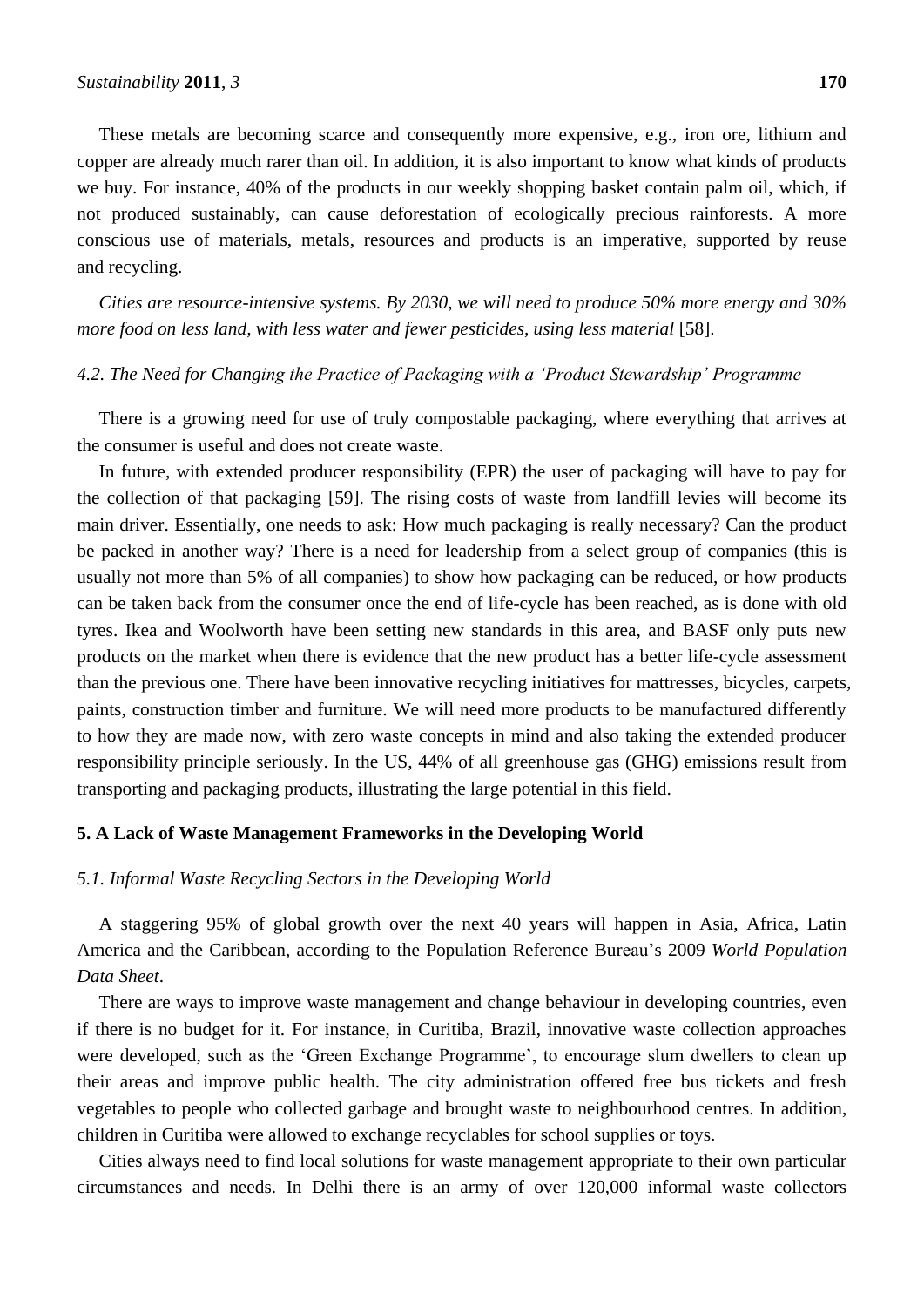These metals are becoming scarce and consequently more expensive, e.g., iron ore, lithium and copper are already much rarer than oil. In addition, it is also important to know what kinds of products we buy. For instance, 40% of the products in our weekly shopping basket contain palm oil, which, if not produced sustainably, can cause deforestation of ecologically precious rainforests. A more conscious use of materials, metals, resources and products is an imperative, supported by reuse and recycling.

*Cities are resource-intensive systems. By 2030, we will need to produce 50% more energy and 30% more food on less land, with less water and fewer pesticides, using less material* [58].

### *4.2. The Need for Changing the Practice of Packaging with a 'Product Stewardship' Programme*

There is a growing need for use of truly compostable packaging, where everything that arrives at the consumer is useful and does not create waste.

In future, with extended producer responsibility (EPR) the user of packaging will have to pay for the collection of that packaging [59]. The rising costs of waste from landfill levies will become its main driver. Essentially, one needs to ask: How much packaging is really necessary? Can the product be packed in another way? There is a need for leadership from a select group of companies (this is usually not more than 5% of all companies) to show how packaging can be reduced, or how products can be taken back from the consumer once the end of life-cycle has been reached, as is done with old tyres. Ikea and Woolworth have been setting new standards in this area, and BASF only puts new products on the market when there is evidence that the new product has a better life-cycle assessment than the previous one. There have been innovative recycling initiatives for mattresses, bicycles, carpets, paints, construction timber and furniture. We will need more products to be manufactured differently to how they are made now, with zero waste concepts in mind and also taking the extended producer responsibility principle seriously. In the US, 44% of all greenhouse gas (GHG) emissions result from transporting and packaging products, illustrating the large potential in this field.

## 5. A Lack of Waste Management Frameworks in the Developing World

### *5.1. Informal Waste Recycling Sectors in the Developing World*

A staggering 95% of global growth over the next 40 years will happen in Asia, Africa, Latin America and the Caribbean, according to the Population Reference Bureau's 2009 *World Population Data Sheet*.

There are ways to improve waste management and change behaviour in developing countries, even if there is no budget for it. For instance, in Curitiba, Brazil, innovative waste collection approaches were developed, such as the 'Green Exchange Programme', to encourage slum dwellers to clean up their areas and improve public health. The city administration offered free bus tickets and fresh vegetables to people who collected garbage and brought waste to neighbourhood centres. In addition, children in Curitiba were allowed to exchange recyclables for school supplies or toys.

Cities always need to find local solutions for waste management appropriate to their own particular circumstances and needs. In Delhi there is an army of over 120,000 informal waste collectors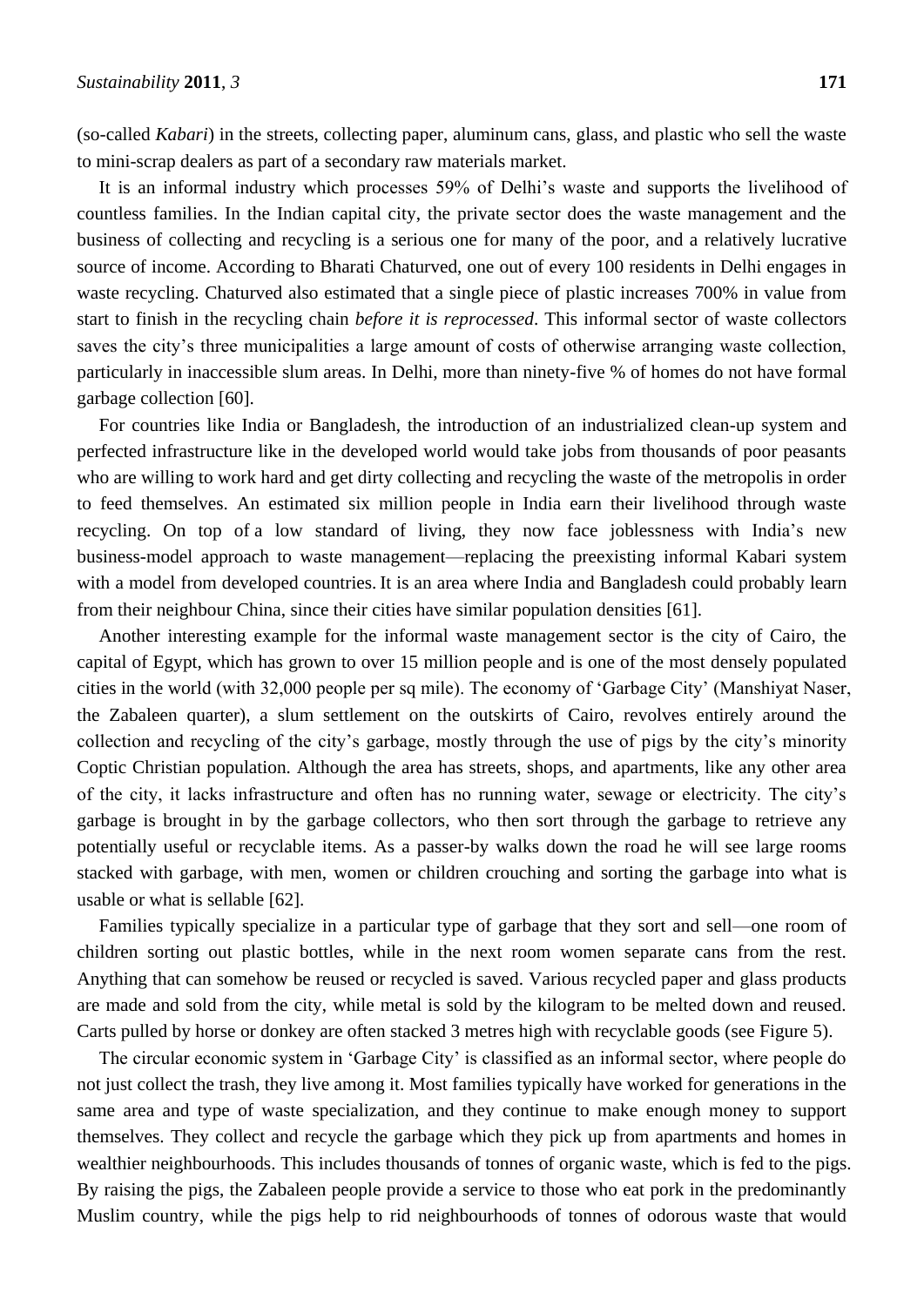(so-called *Kabari*) in the streets, collecting paper, aluminum cans, glass, and plastic who sell the waste to mini-scrap dealers as part of a secondary raw materials market.

It is an informal industry which processes 59% of Delhi's waste and supports the livelihood of countless families. In the Indian capital city, the private sector does the waste management and the business of collecting and recycling is a serious one for many of the poor, and a relatively lucrative source of income. According to Bharati Chaturved, one out of every 100 residents in Delhi engages in waste recycling. Chaturved also estimated that a single piece of plastic increases 700% in value from start to finish in the recycling chain *before it is reprocessed*. This informal sector of waste collectors saves the city's three municipalities a large amount of costs of otherwise arranging waste collection, particularly in inaccessible slum areas. In Delhi, more than ninety-five % of homes do not have formal garbage collection [60].

For countries like India or Bangladesh, the introduction of an industrialized clean-up system and perfected infrastructure like in the developed world would take jobs from thousands of poor peasants who are willing to work hard and get dirty collecting and recycling the waste of the metropolis in order to feed themselves. An estimated six million people in India earn their livelihood through waste recycling. On top of a low standard of living, they now face joblessness with India's new business-model approach to waste management—replacing the preexisting informal Kabari system with a model from developed countries. It is an area where India and Bangladesh could probably learn from their neighbour China, since their cities have similar population densities [61].

Another interesting example for the informal waste management sector is the city of Cairo, the capital of Egypt, which has grown to over 15 million people and is one of the most densely populated cities in the world (with 32,000 people per sq mile). The economy of 'Garbage City' (Manshiyat Naser, the Zabaleen quarter), a slum settlement on the outskirts of Cairo, revolves entirely around the collection and recycling of the city's garbage, mostly through the use of pigs by the city's minority Coptic Christian population. Although the area has streets, shops, and apartments, like any other area of the city, it lacks infrastructure and often has no running water, sewage or electricity. The city's garbage is brought in by the garbage collectors, who then sort through the garbage to retrieve any potentially useful or recyclable items. As a passer-by walks down the road he will see large rooms stacked with garbage, with men, women or children crouching and sorting the garbage into what is usable or what is sellable [62].

Families typically specialize in a particular type of garbage that they sort and sell—one room of children sorting out plastic bottles, while in the next room women separate cans from the rest. Anything that can somehow be reused or recycled is saved. Various recycled paper and glass products are made and sold from the city, while metal is sold by the kilogram to be melted down and reused. Carts pulled by horse or donkey are often stacked 3 metres high with recyclable goods (see Figure 5).

The circular economic system in 'Garbage City' is classified as an informal sector, where people do not just collect the trash, they live among it. Most families typically have worked for generations in the same area and type of waste specialization, and they continue to make enough money to support themselves. They collect and recycle the garbage which they pick up from apartments and homes in wealthier neighbourhoods. This includes thousands of tonnes of organic waste, which is fed to the pigs. By raising the pigs, the Zabaleen people provide a service to those who eat pork in the predominantly Muslim country, while the pigs help to rid neighbourhoods of tonnes of odorous waste that would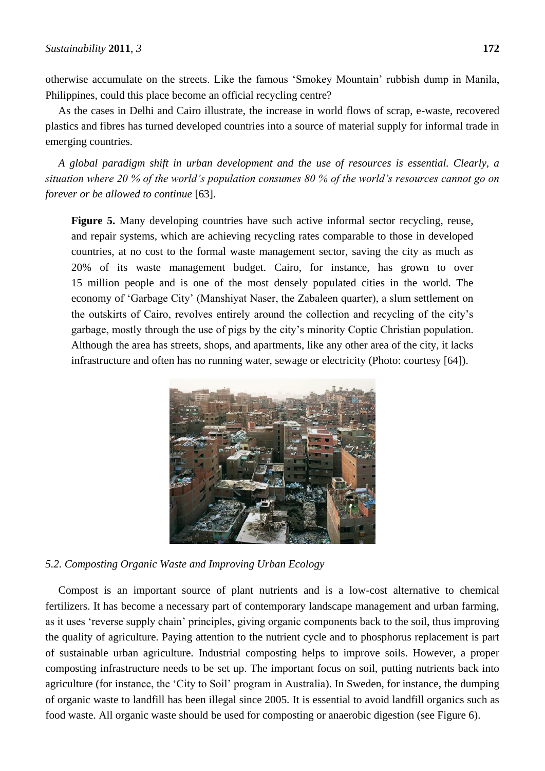otherwise accumulate on the streets. Like the famous 'Smokey Mountain' rubbish dump in Manila, Philippines, could this place become an official recycling centre?

As the cases in Delhi and Cairo illustrate, the increase in world flows of scrap, e-waste, recovered plastics and fibres has turned developed countries into a source of material supply for informal trade in emerging countries.

*A global paradigm shift in urban development and the use of resources is essential. Clearly, a situation where 20 % of the world's population consumes 80 % of the world's resources cannot go on forever or be allowed to continue* [63].

**Figure 5.** Many developing countries have such active informal sector recycling, reuse, and repair systems, which are achieving recycling rates comparable to those in developed countries, at no cost to the formal waste management sector, saving the city as much as 20% of its waste management budget. Cairo, for instance, has grown to over 15 million people and is one of the most densely populated cities in the world. The economy of 'Garbage City' (Manshiyat Naser, the Zabaleen quarter), a slum settlement on the outskirts of Cairo, revolves entirely around the collection and recycling of the city's garbage, mostly through the use of pigs by the city's minority Coptic Christian population. Although the area has streets, shops, and apartments, like any other area of the city, it lacks infrastructure and often has no running water, sewage or electricity (Photo: courtesy [64]).

### *5.2. Composting Organic Waste and Improving Urban Ecology*

Compost is an important source of plant nutrients and is a low-cost alternative to chemical fertilizers. It has become a necessary part of contemporary landscape management and urban farming, as it uses 'reverse supply chain' principles, giving organic components back to the soil, thus improving the quality of agriculture. Paying attention to the nutrient cycle and to phosphorus replacement is part of sustainable urban agriculture. Industrial composting helps to improve soils. However, a proper composting infrastructure needs to be set up. The important focus on soil, putting nutrients back into agriculture (for instance, the 'City to Soil' program in Australia). In Sweden, for instance, the dumping of organic waste to landfill has been illegal since 2005. It is essential to avoid landfill organics such as food waste. All organic waste should be used for composting or anaerobic digestion (see Figure 6).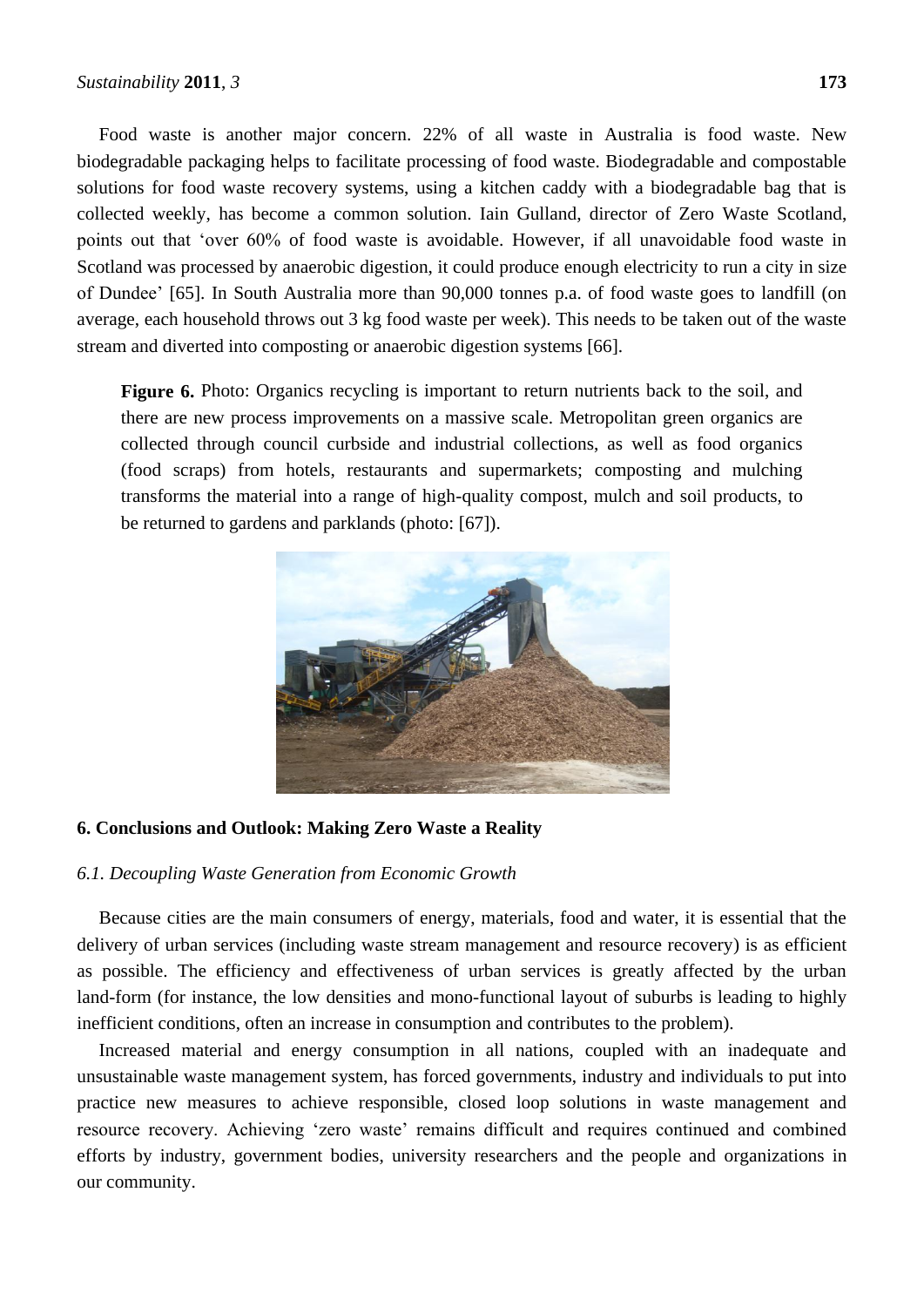Food waste is another major concern. 22% of all waste in Australia is food waste. New biodegradable packaging helps to facilitate processing of food waste. Biodegradable and compostable solutions for food waste recovery systems, using a kitchen caddy with a biodegradable bag that is collected weekly, has become a common solution. Iain Gulland, director of Zero Waste Scotland, points out that 'over 60% of food waste is avoidable. However, if all unavoidable food waste in Scotland was processed by anaerobic digestion, it could produce enough electricity to run a city in size of Dundee' [65]. In South Australia more than 90,000 tonnes p.a. of food waste goes to landfill (on average, each household throws out 3 kg food waste per week). This needs to be taken out of the waste stream and diverted into composting or anaerobic digestion systems [66].

**Figure 6.** Photo: Organics recycling is important to return nutrients back to the soil, and there are new process improvements on a massive scale. Metropolitan green organics are collected through council curbside and industrial collections, as well as food organics (food scraps) from hotels, restaurants and supermarkets; composting and mulching transforms the material into a range of high-quality compost, mulch and soil products, to be returned to gardens and parklands (photo: [67]).

## 6. Conclusions and Outlook: Making Zero Waste a Reality

### *6.1. Decoupling Waste Generation from Economic Growth*

Because cities are the main consumers of energy, materials, food and water, it is essential that the delivery of urban services (including waste stream management and resource recovery) is as efficient as possible. The efficiency and effectiveness of urban services is greatly affected by the urban land-form (for instance, the low densities and mono-functional layout of suburbs is leading to highly inefficient conditions, often an increase in consumption and contributes to the problem).

Increased material and energy consumption in all nations, coupled with an inadequate and unsustainable waste management system, has forced governments, industry and individuals to put into practice new measures to achieve responsible, closed loop solutions in waste management and resource recovery. Achieving 'zero waste' remains difficult and requires continued and combined efforts by industry, government bodies, university researchers and the people and organizations in our community.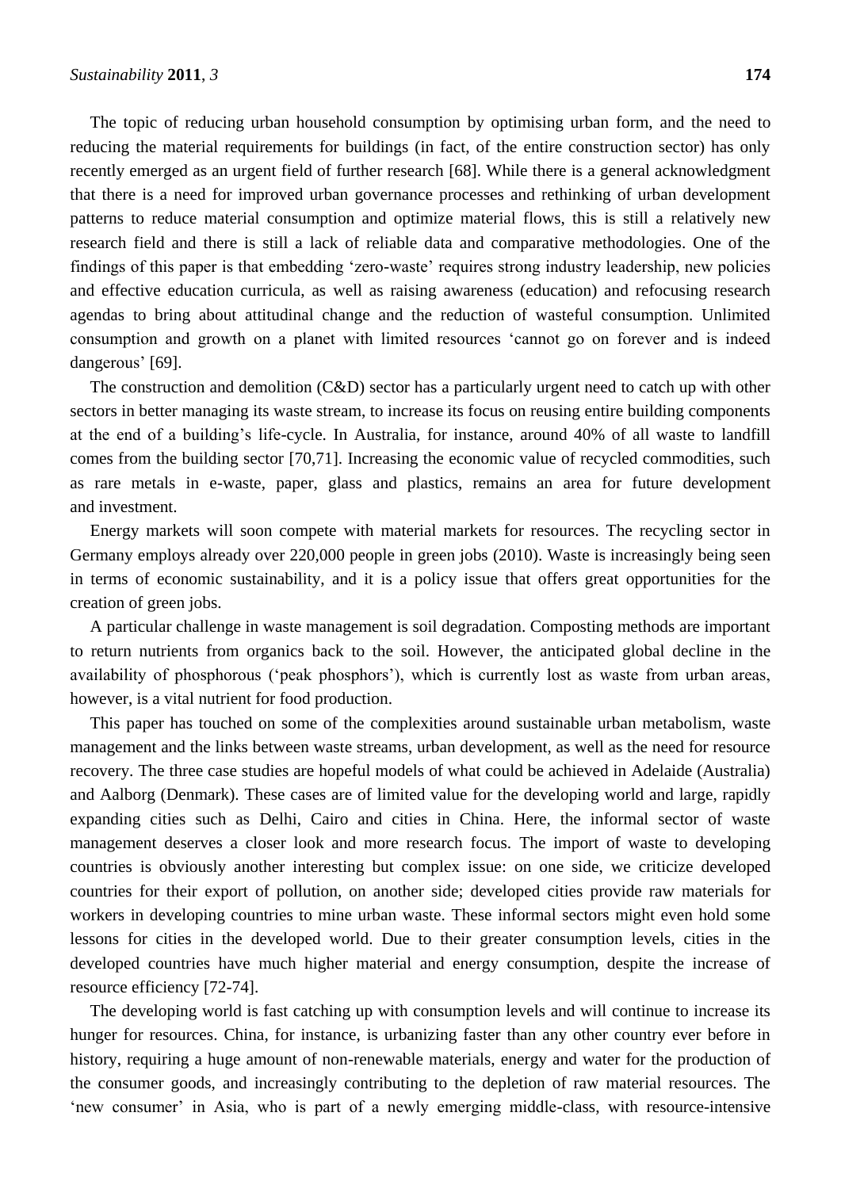The topic of reducing urban household consumption by optimising urban form, and the need to reducing the material requirements for buildings (in fact, of the entire construction sector) has only recently emerged as an urgent field of further research [68]. While there is a general acknowledgment that there is a need for improved urban governance processes and rethinking of urban development patterns to reduce material consumption and optimize material flows, this is still a relatively new research field and there is still a lack of reliable data and comparative methodologies. One of the findings of this paper is that embedding 'zero-waste' requires strong industry leadership, new policies and effective education curricula, as well as raising awareness (education) and refocusing research agendas to bring about attitudinal change and the reduction of wasteful consumption. Unlimited consumption and growth on a planet with limited resources 'cannot go on forever and is indeed dangerous' [69].

The construction and demolition (C&D) sector has a particularly urgent need to catch up with other sectors in better managing its waste stream, to increase its focus on reusing entire building components at the end of a building's life-cycle. In Australia, for instance, around 40% of all waste to landfill comes from the building sector [70,71]. Increasing the economic value of recycled commodities, such as rare metals in e-waste, paper, glass and plastics, remains an area for future development and investment.

Energy markets will soon compete with material markets for resources. The recycling sector in Germany employs already over 220,000 people in green jobs (2010). Waste is increasingly being seen in terms of economic sustainability, and it is a policy issue that offers great opportunities for the creation of green jobs.

A particular challenge in waste management is soil degradation. Composting methods are important to return nutrients from organics back to the soil. However, the anticipated global decline in the availability of phosphorous ('peak phosphors'), which is currently lost as waste from urban areas, however, is a vital nutrient for food production.

This paper has touched on some of the complexities around sustainable urban metabolism, waste management and the links between waste streams, urban development, as well as the need for resource recovery. The three case studies are hopeful models of what could be achieved in Adelaide (Australia) and Aalborg (Denmark). These cases are of limited value for the developing world and large, rapidly expanding cities such as Delhi, Cairo and cities in China. Here, the informal sector of waste management deserves a closer look and more research focus. The import of waste to developing countries is obviously another interesting but complex issue: on one side, we criticize developed countries for their export of pollution, on another side; developed cities provide raw materials for workers in developing countries to mine urban waste. These informal sectors might even hold some lessons for cities in the developed world. Due to their greater consumption levels, cities in the developed countries have much higher material and energy consumption, despite the increase of resource efficiency [72-74].

The developing world is fast catching up with consumption levels and will continue to increase its hunger for resources. China, for instance, is urbanizing faster than any other country ever before in history, requiring a huge amount of non-renewable materials, energy and water for the production of the consumer goods, and increasingly contributing to the depletion of raw material resources. The 'new consumer' in Asia, who is part of a newly emerging middle-class, with resource-intensive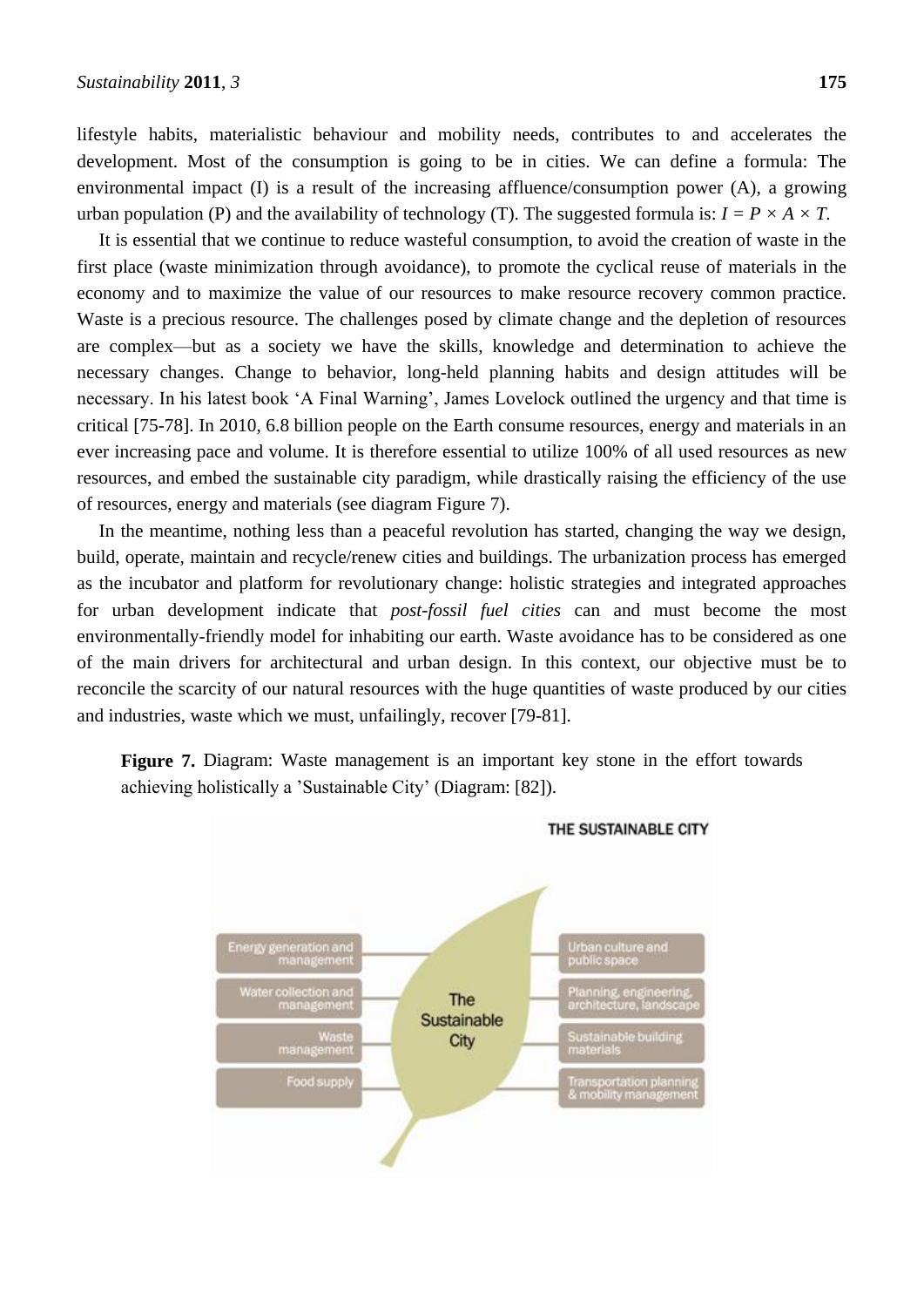lifestyle habits, materialistic behaviour and mobility needs, contributes to and accelerates the development. Most of the consumption is going to be in cities. We can define a formula: The environmental impact (I) is a result of the increasing affluence/consumption power (A), a growing urban population (P) and the availability of technology (T). The suggested formula is: $I = P \times A \times T$.

It is essential that we continue to reduce wasteful consumption, to avoid the creation of waste in the first place (waste minimization through avoidance), to promote the cyclical reuse of materials in the economy and to maximize the value of our resources to make resource recovery common practice. Waste is a precious resource. The challenges posed by climate change and the depletion of resources are complex—but as a society we have the skills, knowledge and determination to achieve the necessary changes. Change to behavior, long-held planning habits and design attitudes will be necessary. In his latest book 'A Final Warning', James Lovelock outlined the urgency and that time is critical [75-78]. In 2010, 6.8 billion people on the Earth consume resources, energy and materials in an ever increasing pace and volume. It is therefore essential to utilize 100% of all used resources as new resources, and embed the sustainable city paradigm, while drastically raising the efficiency of the use of resources, energy and materials (see diagram Figure 7).

In the meantime, nothing less than a peaceful revolution has started, changing the way we design, build, operate, maintain and recycle/renew cities and buildings. The urbanization process has emerged as the incubator and platform for revolutionary change: holistic strategies and integrated approaches for urban development indicate that *post-fossil fuel cities* can and must become the most environmentally-friendly model for inhabiting our earth. Waste avoidance has to be considered as one of the main drivers for architectural and urban design. In this context, our objective must be to reconcile the scarcity of our natural resources with the huge quantities of waste produced by our cities and industries, waste which we must, unfailingly, recover [79-81].

**Figure 7.** Diagram: Waste management is an important key stone in the effort towards achieving holistically a 'Sustainable City' (Diagram: [82]).

THE SUSTAINABLE CITY

| | | |
|---|---|---|
| Energy generation and management | The Sustainable City | Urban culture and public space |
| Water collection and management | | Planning, engineering, architecture, landscape |
| Waste management | | Sustainable building materials |
| Food supply | | Transportation planning & mobility management |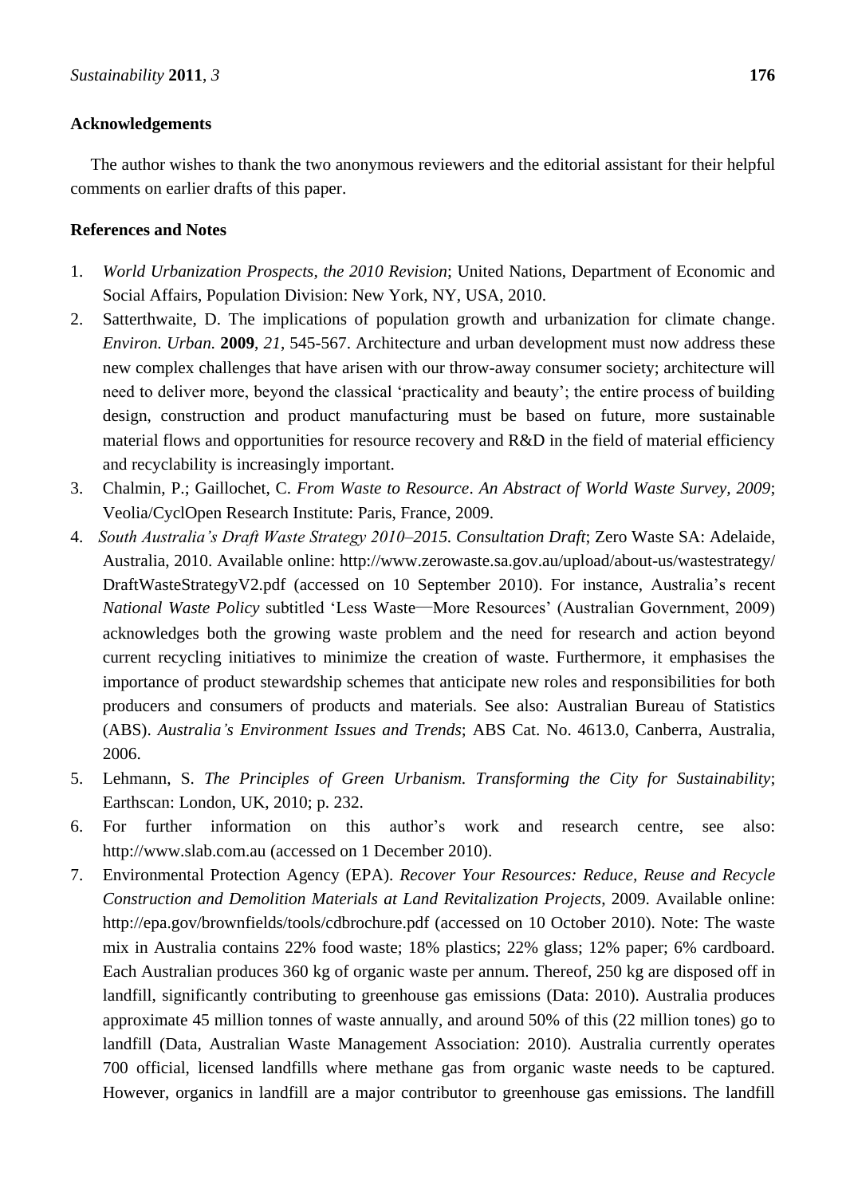## Acknowledgements

The author wishes to thank the two anonymous reviewers and the editorial assistant for their helpful comments on earlier drafts of this paper.

## References and Notes

1. *World Urbanization Prospects, the 2010 Revision*; United Nations, Department of Economic and Social Affairs, Population Division: New York, NY, USA, 2010.
2. Satterthwaite, D. The implications of population growth and urbanization for climate change. *Environ. Urban.* **2009**, *21*, 545-567. Architecture and urban development must now address these new complex challenges that have arisen with our throw-away consumer society; architecture will need to deliver more, beyond the classical 'practicality and beauty'; the entire process of building design, construction and product manufacturing must be based on future, more sustainable material flows and opportunities for resource recovery and R&D in the field of material efficiency and recyclability is increasingly important.
3. Chalmin, P.; Gaillochet, C. *From Waste to Resource*. *An Abstract of World Waste Survey, 2009*; Veolia/CyclOpen Research Institute: Paris, France, 2009.
4. *South Australia's Draft Waste Strategy 2010–2015. Consultation Draft*; Zero Waste SA: Adelaide, Australia, 2010. Available online: http://www.zerowaste.sa.gov.au/upload/about-us/wastestrategy/DraftWasteStrategyV2.pdf (accessed on 10 September 2010). For instance, Australia's recent *National Waste Policy* subtitled 'Less Waste—More Resources' (Australian Government, 2009) acknowledges both the growing waste problem and the need for research and action beyond current recycling initiatives to minimize the creation of waste. Furthermore, it emphasises the importance of product stewardship schemes that anticipate new roles and responsibilities for both producers and consumers of products and materials. See also: Australian Bureau of Statistics (ABS). *Australia's Environment Issues and Trends*; ABS Cat. No. 4613.0, Canberra, Australia, 2006.
5. Lehmann, S. *The Principles of Green Urbanism. Transforming the City for Sustainability*; Earthscan: London, UK, 2010; p. 232.
6. For further information on this author's work and research centre, see also: http://www.slab.com.au (accessed on 1 December 2010).
7. Environmental Protection Agency (EPA). *Recover Your Resources: Reduce, Reuse and Recycle Construction and Demolition Materials at Land Revitalization Projects*, 2009. Available online: http://epa.gov/brownfields/tools/cdbrochure.pdf (accessed on 10 October 2010). Note: The waste mix in Australia contains 22% food waste; 18% plastics; 22% glass; 12% paper; 6% cardboard. Each Australian produces 360 kg of organic waste per annum. Thereof, 250 kg are disposed off in landfill, significantly contributing to greenhouse gas emissions (Data: 2010). Australia produces approximate 45 million tonnes of waste annually, and around 50% of this (22 million tones) go to landfill (Data, Australian Waste Management Association: 2010). Australia currently operates 700 official, licensed landfills where methane gas from organic waste needs to be captured. However, organics in landfill are a major contributor to greenhouse gas emissions. The landfill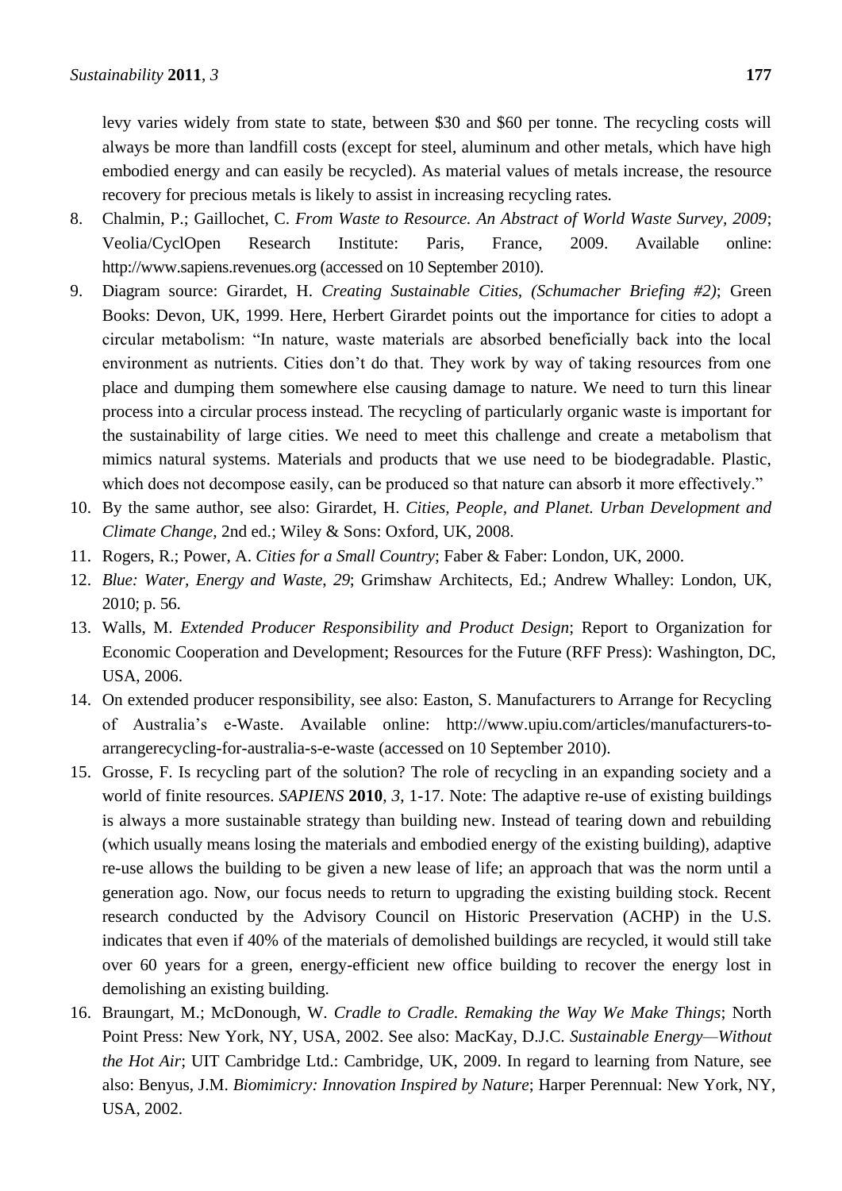levy varies widely from state to state, between \$30 and \$60 per tonne. The recycling costs will always be more than landfill costs (except for steel, aluminum and other metals, which have high embodied energy and can easily be recycled). As material values of metals increase, the resource recovery for precious metals is likely to assist in increasing recycling rates.

8. Chalmin, P.; Gaillochet, C. *From Waste to Resource. An Abstract of World Waste Survey, 2009*; Veolia/CyclOpen Research Institute: Paris, France, 2009. Available online: http://www.sapiens.revenues.org (accessed on 10 September 2010).
9. Diagram source: Girardet, H. *Creating Sustainable Cities, (Schumacher Briefing #2)*; Green Books: Devon, UK, 1999. Here, Herbert Girardet points out the importance for cities to adopt a circular metabolism: "In nature, waste materials are absorbed beneficially back into the local environment as nutrients. Cities don't do that. They work by way of taking resources from one place and dumping them somewhere else causing damage to nature. We need to turn this linear process into a circular process instead. The recycling of particularly organic waste is important for the sustainability of large cities. We need to meet this challenge and create a metabolism that mimics natural systems. Materials and products that we use need to be biodegradable. Plastic, which does not decompose easily, can be produced so that nature can absorb it more effectively."
10. By the same author, see also: Girardet, H. *Cities, People, and Planet. Urban Development and Climate Change*, 2nd ed.; Wiley & Sons: Oxford, UK, 2008.
11. Rogers, R.; Power, A. *Cities for a Small Country*; Faber & Faber: London, UK, 2000.
12. *Blue: Water, Energy and Waste, 29*; Grimshaw Architects, Ed.; Andrew Whalley: London, UK, 2010; p. 56.
13. Walls, M. *Extended Producer Responsibility and Product Design*; Report to Organization for Economic Cooperation and Development; Resources for the Future (RFF Press): Washington, DC, USA, 2006.
14. On extended producer responsibility, see also: Easton, S. Manufacturers to Arrange for Recycling of Australia's e-Waste. Available online: http://www.upiu.com/articles/manufacturers-to-arrangerecycling-for-australia-s-e-waste (accessed on 10 September 2010).
15. Grosse, F. Is recycling part of the solution? The role of recycling in an expanding society and a world of finite resources. *SAPIENS* **2010**, *3*, 1-17. Note: The adaptive re-use of existing buildings is always a more sustainable strategy than building new. Instead of tearing down and rebuilding (which usually means losing the materials and embodied energy of the existing building), adaptive re-use allows the building to be given a new lease of life; an approach that was the norm until a generation ago. Now, our focus needs to return to upgrading the existing building stock. Recent research conducted by the Advisory Council on Historic Preservation (ACHP) in the U.S. indicates that even if 40% of the materials of demolished buildings are recycled, it would still take over 60 years for a green, energy-efficient new office building to recover the energy lost in demolishing an existing building.
16. Braungart, M.; McDonough, W. *Cradle to Cradle. Remaking the Way We Make Things*; North Point Press: New York, NY, USA, 2002. See also: MacKay, D.J.C. *Sustainable Energy—Without the Hot Air*; UIT Cambridge Ltd.: Cambridge, UK, 2009. In regard to learning from Nature, see also: Benyus, J.M. *Biomimicry: Innovation Inspired by Nature*; Harper Perennual: New York, NY, USA, 2002.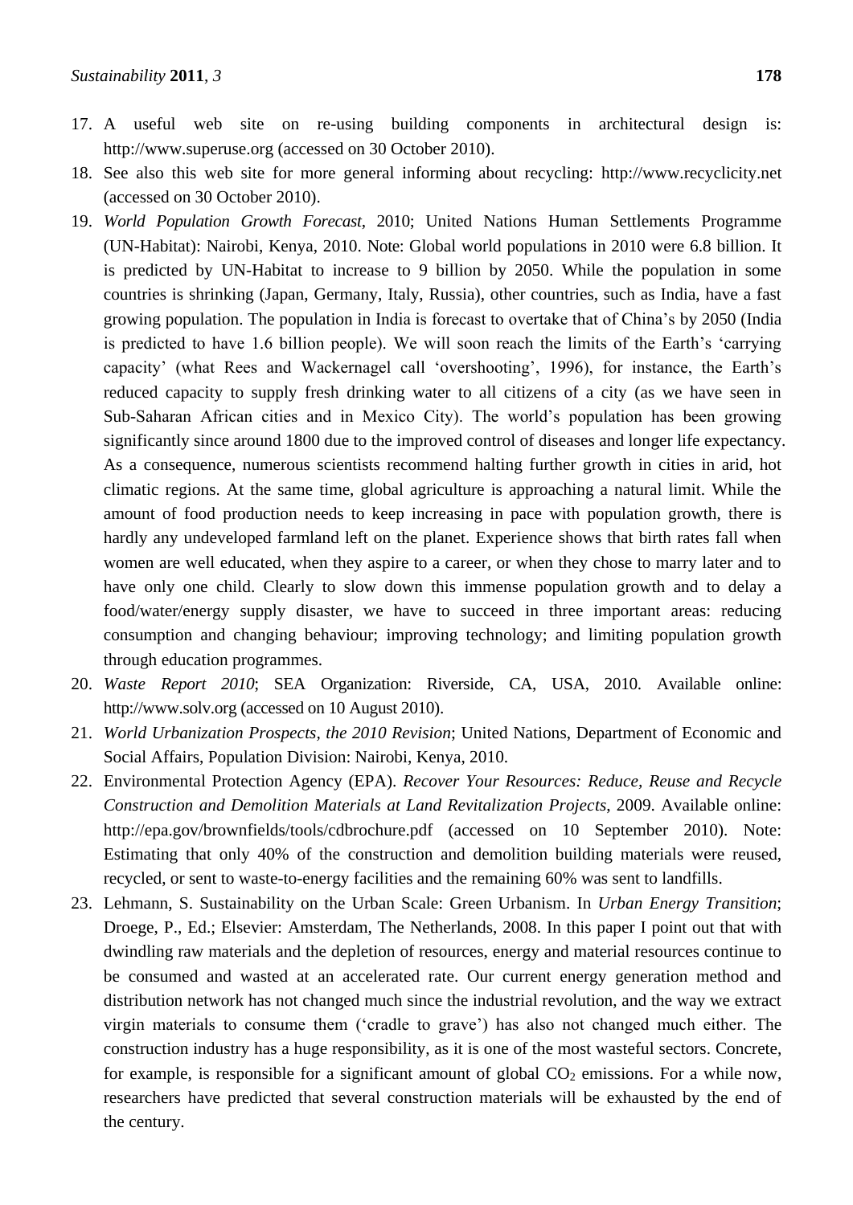17. A useful web site on re-using building components in architectural design is: http://www.superuse.org (accessed on 30 October 2010).
18. See also this web site for more general informing about recycling: http://www.recyclicity.net (accessed on 30 October 2010).
19. *World Population Growth Forecast*, 2010; United Nations Human Settlements Programme (UN-Habitat): Nairobi, Kenya, 2010. Note: Global world populations in 2010 were 6.8 billion. It is predicted by UN-Habitat to increase to 9 billion by 2050. While the population in some countries is shrinking (Japan, Germany, Italy, Russia), other countries, such as India, have a fast growing population. The population in India is forecast to overtake that of China's by 2050 (India is predicted to have 1.6 billion people). We will soon reach the limits of the Earth's 'carrying capacity' (what Rees and Wackernagel call 'overshooting', 1996), for instance, the Earth's reduced capacity to supply fresh drinking water to all citizens of a city (as we have seen in Sub-Saharan African cities and in Mexico City). The world's population has been growing significantly since around 1800 due to the improved control of diseases and longer life expectancy. As a consequence, numerous scientists recommend halting further growth in cities in arid, hot climatic regions. At the same time, global agriculture is approaching a natural limit. While the amount of food production needs to keep increasing in pace with population growth, there is hardly any undeveloped farmland left on the planet. Experience shows that birth rates fall when women are well educated, when they aspire to a career, or when they chose to marry later and to have only one child. Clearly to slow down this immense population growth and to delay a food/water/energy supply disaster, we have to succeed in three important areas: reducing consumption and changing behaviour; improving technology; and limiting population growth through education programmes.
20. *Waste Report 2010*; SEA Organization: Riverside, CA, USA, 2010. Available online: http://www.solv.org (accessed on 10 August 2010).
21. *World Urbanization Prospects, the 2010 Revision*; United Nations, Department of Economic and Social Affairs, Population Division: Nairobi, Kenya, 2010.
22. Environmental Protection Agency (EPA). *Recover Your Resources: Reduce, Reuse and Recycle Construction and Demolition Materials at Land Revitalization Projects*, 2009. Available online: http://epa.gov/brownfields/tools/cdbrochure.pdf (accessed on 10 September 2010). Note: Estimating that only 40% of the construction and demolition building materials were reused, recycled, or sent to waste-to-energy facilities and the remaining 60% was sent to landfills.
23. Lehmann, S. Sustainability on the Urban Scale: Green Urbanism. In *Urban Energy Transition*; Droege, P., Ed.; Elsevier: Amsterdam, The Netherlands, 2008. In this paper I point out that with dwindling raw materials and the depletion of resources, energy and material resources continue to be consumed and wasted at an accelerated rate. Our current energy generation method and distribution network has not changed much since the industrial revolution, and the way we extract virgin materials to consume them ('cradle to grave') has also not changed much either. The construction industry has a huge responsibility, as it is one of the most wasteful sectors. Concrete, for example, is responsible for a significant amount of global $CO_2$ emissions. For a while now, researchers have predicted that several construction materials will be exhausted by the end of the century.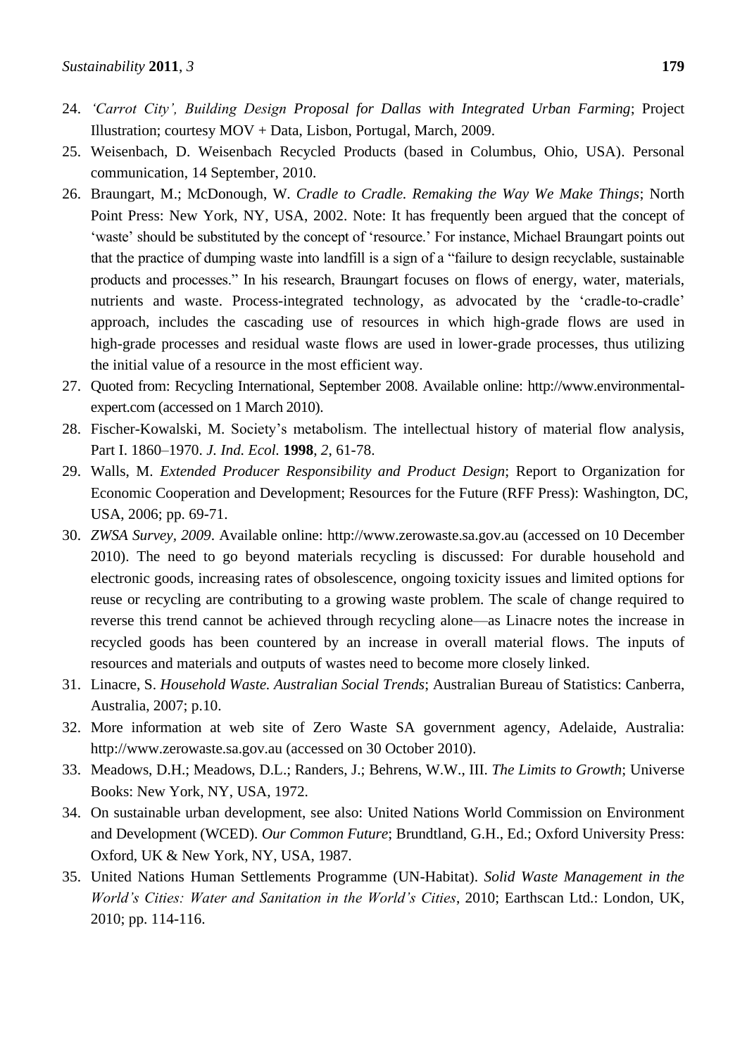24. *'Carrot City', Building Design Proposal for Dallas with Integrated Urban Farming*; Project Illustration; courtesy MOV + Data, Lisbon, Portugal, March, 2009.
25. Weisenbach, D. Weisenbach Recycled Products (based in Columbus, Ohio, USA). Personal communication, 14 September, 2010.
26. Braungart, M.; McDonough, W. *Cradle to Cradle. Remaking the Way We Make Things*; North Point Press: New York, NY, USA, 2002. Note: It has frequently been argued that the concept of 'waste' should be substituted by the concept of 'resource.' For instance, Michael Braungart points out that the practice of dumping waste into landfill is a sign of a "failure to design recyclable, sustainable products and processes." In his research, Braungart focuses on flows of energy, water, materials, nutrients and waste. Process-integrated technology, as advocated by the 'cradle-to-cradle' approach, includes the cascading use of resources in which high-grade flows are used in high-grade processes and residual waste flows are used in lower-grade processes, thus utilizing the initial value of a resource in the most efficient way.
27. Quoted from: Recycling International, September 2008. Available online: http://www.environmental-expert.com (accessed on 1 March 2010).
28. Fischer-Kowalski, M. Society's metabolism. The intellectual history of material flow analysis, Part I. 1860–1970. *J. Ind. Ecol.* **1998**, *2*, 61-78.
29. Walls, M. *Extended Producer Responsibility and Product Design*; Report to Organization for Economic Cooperation and Development; Resources for the Future (RFF Press): Washington, DC, USA, 2006; pp. 69-71.
30. *ZWSA Survey, 2009*. Available online: http://www.zerowaste.sa.gov.au (accessed on 10 December 2010). The need to go beyond materials recycling is discussed: For durable household and electronic goods, increasing rates of obsolescence, ongoing toxicity issues and limited options for reuse or recycling are contributing to a growing waste problem. The scale of change required to reverse this trend cannot be achieved through recycling alone—as Linacre notes the increase in recycled goods has been countered by an increase in overall material flows. The inputs of resources and materials and outputs of wastes need to become more closely linked.
31. Linacre, S. *Household Waste. Australian Social Trends*; Australian Bureau of Statistics: Canberra, Australia, 2007; p.10.
32. More information at web site of Zero Waste SA government agency, Adelaide, Australia: http://www.zerowaste.sa.gov.au (accessed on 30 October 2010).
33. Meadows, D.H.; Meadows, D.L.; Randers, J.; Behrens, W.W., III. *The Limits to Growth*; Universe Books: New York, NY, USA, 1972.
34. On sustainable urban development, see also: United Nations World Commission on Environment and Development (WCED). *Our Common Future*; Brundtland, G.H., Ed.; Oxford University Press: Oxford, UK & New York, NY, USA, 1987.
35. United Nations Human Settlements Programme (UN-Habitat). *Solid Waste Management in the World's Cities: Water and Sanitation in the World's Cities*, 2010; Earthscan Ltd.: London, UK, 2010; pp. 114-116.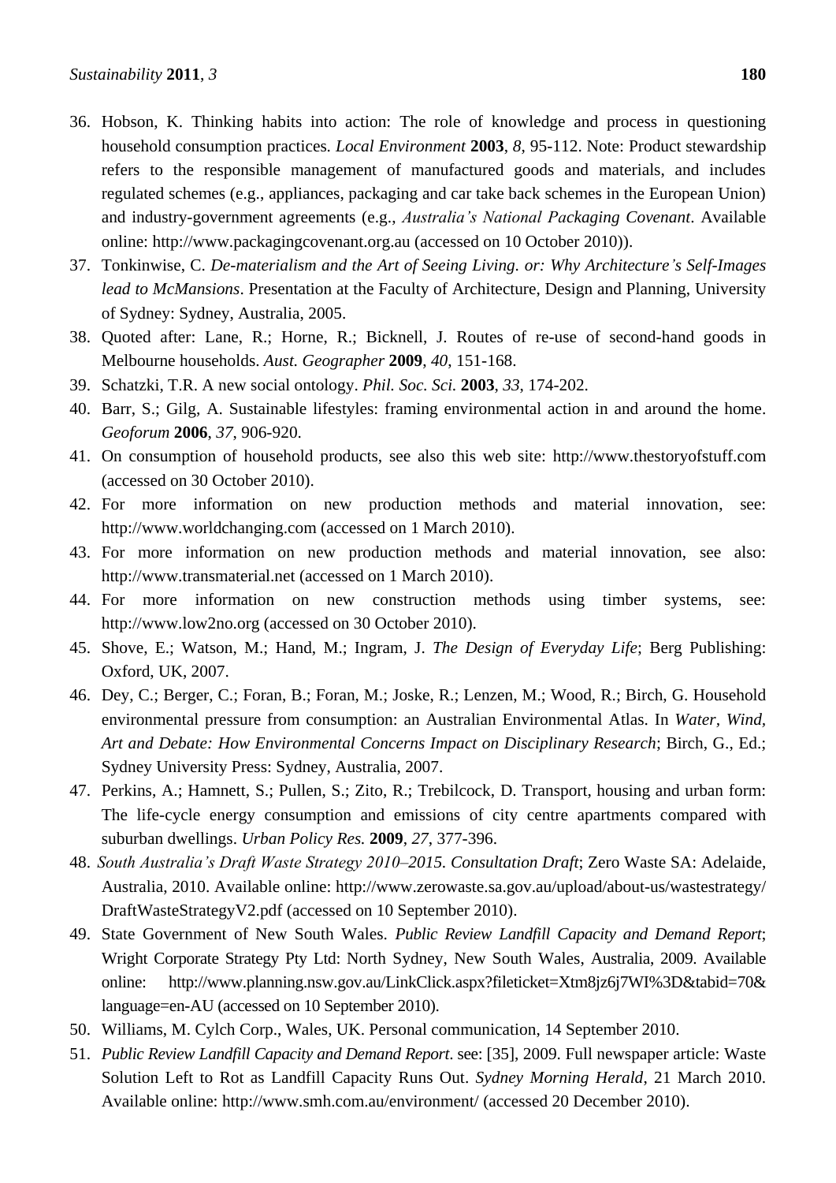36. Hobson, K. Thinking habits into action: The role of knowledge and process in questioning household consumption practices. *Local Environment* **2003**, *8*, 95-112. Note: Product stewardship refers to the responsible management of manufactured goods and materials, and includes regulated schemes (e.g., appliances, packaging and car take back schemes in the European Union) and industry-government agreements (e.g., *Australia's National Packaging Covenant*. Available online: http://www.packagingcovenant.org.au (accessed on 10 October 2010)).
37. Tonkinwise, C. *De-materialism and the Art of Seeing Living. or: Why Architecture's Self-Images lead to McMansions*. Presentation at the Faculty of Architecture, Design and Planning, University of Sydney: Sydney, Australia, 2005.
38. Quoted after: Lane, R.; Horne, R.; Bicknell, J. Routes of re-use of second-hand goods in Melbourne households. *Aust. Geographer* **2009**, *40*, 151-168.
39. Schatzki, T.R. A new social ontology. *Phil. Soc. Sci.* **2003**, *33*, 174-202.
40. Barr, S.; Gilg, A. Sustainable lifestyles: framing environmental action in and around the home. *Geoforum* **2006**, *37*, 906-920.
41. On consumption of household products, see also this web site: http://www.thestoryofstuff.com (accessed on 30 October 2010).
42. For more information on new production methods and material innovation, see: http://www.worldchanging.com (accessed on 1 March 2010).
43. For more information on new production methods and material innovation, see also: http://www.transmaterial.net (accessed on 1 March 2010).
44. For more information on new construction methods using timber systems, see: http://www.low2no.org (accessed on 30 October 2010).
45. Shove, E.; Watson, M.; Hand, M.; Ingram, J. *The Design of Everyday Life*; Berg Publishing: Oxford, UK, 2007.
46. Dey, C.; Berger, C.; Foran, B.; Foran, M.; Joske, R.; Lenzen, M.; Wood, R.; Birch, G. Household environmental pressure from consumption: an Australian Environmental Atlas. In *Water, Wind, Art and Debate: How Environmental Concerns Impact on Disciplinary Research*; Birch, G., Ed.; Sydney University Press: Sydney, Australia, 2007.
47. Perkins, A.; Hamnett, S.; Pullen, S.; Zito, R.; Trebilcock, D. Transport, housing and urban form: The life-cycle energy consumption and emissions of city centre apartments compared with suburban dwellings. *Urban Policy Res.* **2009**, *27*, 377-396.
48. *South Australia's Draft Waste Strategy 2010–2015. Consultation Draft*; Zero Waste SA: Adelaide, Australia, 2010. Available online: http://www.zerowaste.sa.gov.au/upload/about-us/wastestrategy/DraftWasteStrategyV2.pdf (accessed on 10 September 2010).
49. State Government of New South Wales. *Public Review Landfill Capacity and Demand Report*; Wright Corporate Strategy Pty Ltd: North Sydney, New South Wales, Australia, 2009. Available online: http://www.planning.nsw.gov.au/LinkClick.aspx?fileticket=Xtm8jz6j7WI%3D&tabid=70&language=en-AU (accessed on 10 September 2010).
50. Williams, M. Cylch Corp., Wales, UK. Personal communication, 14 September 2010.
51. *Public Review Landfill Capacity and Demand Report*. see: [35], 2009. Full newspaper article: Waste Solution Left to Rot as Landfill Capacity Runs Out. *Sydney Morning Herald*, 21 March 2010. Available online: http://www.smh.com.au/environment/ (accessed 20 December 2010).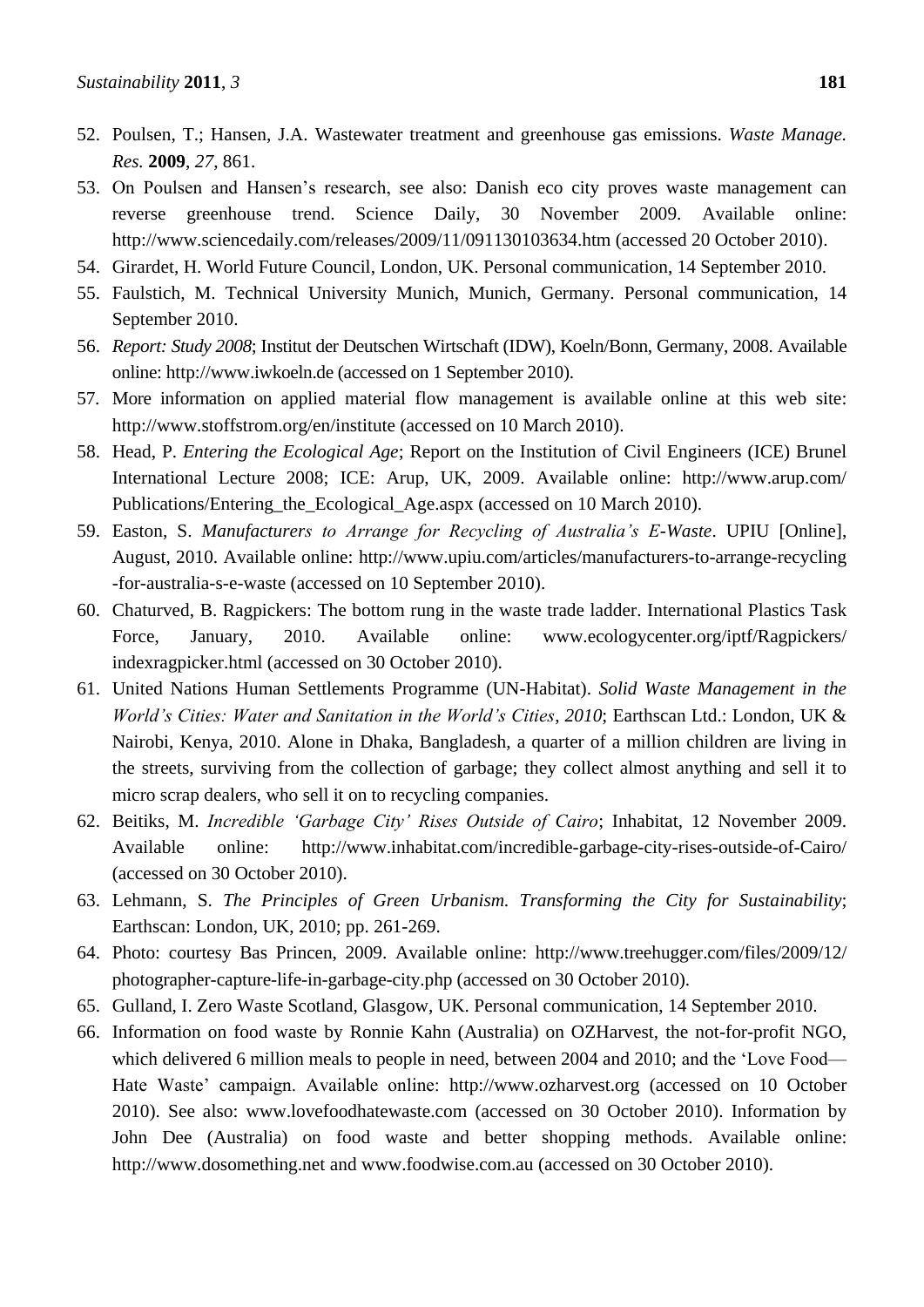52. Poulsen, T.; Hansen, J.A. Wastewater treatment and greenhouse gas emissions. *Waste Manage. Res.* **2009**, *27*, 861.
53. On Poulsen and Hansen's research, see also: Danish eco city proves waste management can reverse greenhouse trend. Science Daily, 30 November 2009. Available online: http://www.sciencedaily.com/releases/2009/11/091130103634.htm (accessed 20 October 2010).
54. Girardet, H. World Future Council, London, UK. Personal communication, 14 September 2010.
55. Faulstich, M. Technical University Munich, Munich, Germany. Personal communication, 14 September 2010.
56. *Report: Study 2008*; Institut der Deutschen Wirtschaft (IDW), Koeln/Bonn, Germany, 2008. Available online: http://www.iwkoeln.de (accessed on 1 September 2010).
57. More information on applied material flow management is available online at this web site: http://www.stoffstrom.org/en/institute (accessed on 10 March 2010).
58. Head, P. *Entering the Ecological Age*; Report on the Institution of Civil Engineers (ICE) Brunel International Lecture 2008; ICE: Arup, UK, 2009. Available online: http://www.arup.com/Publications/Entering_the_Ecological_Age.aspx (accessed on 10 March 2010).
59. Easton, S. *Manufacturers to Arrange for Recycling of Australia's E-Waste*. UPIU [Online], August, 2010. Available online: http://www.upiu.com/articles/manufacturers-to-arrange-recycling-for-australia-s-e-waste (accessed on 10 September 2010).
60. Chaturved, B. Ragpickers: The bottom rung in the waste trade ladder. International Plastics Task Force, January, 2010. Available online: www.ecologycenter.org/iptf/Ragpickers/indexragpicker.html (accessed on 30 October 2010).
61. United Nations Human Settlements Programme (UN-Habitat). *Solid Waste Management in the World's Cities: Water and Sanitation in the World's Cities*, *2010*; Earthscan Ltd.: London, UK & Nairobi, Kenya, 2010. Alone in Dhaka, Bangladesh, a quarter of a million children are living in the streets, surviving from the collection of garbage; they collect almost anything and sell it to micro scrap dealers, who sell it on to recycling companies.
62. Beitiks, M. *Incredible 'Garbage City' Rises Outside of Cairo*; Inhabitat, 12 November 2009. Available online: http://www.inhabitat.com/incredible-garbage-city-rises-outside-of-Cairo/ (accessed on 30 October 2010).
63. Lehmann, S. *The Principles of Green Urbanism. Transforming the City for Sustainability*; Earthscan: London, UK, 2010; pp. 261-269.
64. Photo: courtesy Bas Princen, 2009. Available online: http://www.treehugger.com/files/2009/12/photographer-capture-life-in-garbage-city.php (accessed on 30 October 2010).
65. Gulland, I. Zero Waste Scotland, Glasgow, UK. Personal communication, 14 September 2010.
66. Information on food waste by Ronnie Kahn (Australia) on OZHarvest, the not-for-profit NGO, which delivered 6 million meals to people in need, between 2004 and 2010; and the 'Love Food—Hate Waste' campaign. Available online: http://www.ozharvest.org (accessed on 10 October 2010). See also: www.lovefoodhatewaste.com (accessed on 30 October 2010). Information by John Dee (Australia) on food waste and better shopping methods. Available online: http://www.dosomething.net and www.foodwise.com.au (accessed on 30 October 2010).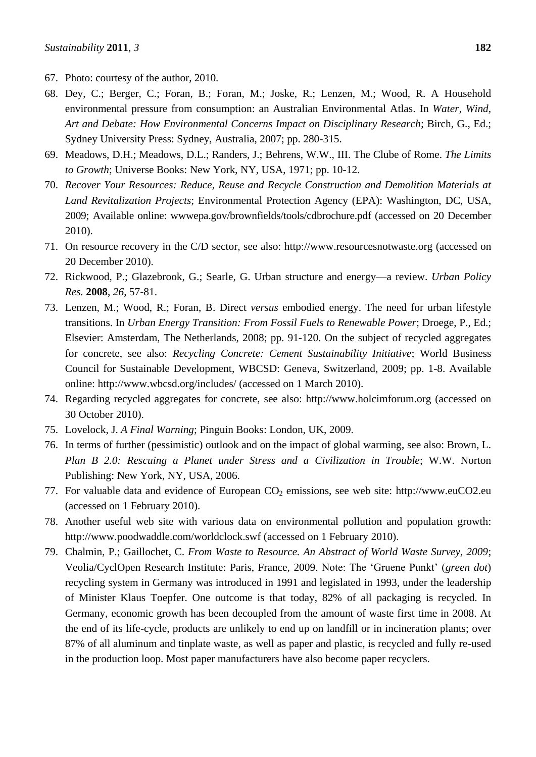67. Photo: courtesy of the author, 2010.
68. Dey, C.; Berger, C.; Foran, B.; Foran, M.; Joske, R.; Lenzen, M.; Wood, R. A Household environmental pressure from consumption: an Australian Environmental Atlas. In *Water, Wind, Art and Debate: How Environmental Concerns Impact on Disciplinary Research*; Birch, G., Ed.; Sydney University Press: Sydney, Australia, 2007; pp. 280-315.
69. Meadows, D.H.; Meadows, D.L.; Randers, J.; Behrens, W.W., III. The Clube of Rome. *The Limits to Growth*; Universe Books: New York, NY, USA, 1971; pp. 10-12.
70. *Recover Your Resources: Reduce, Reuse and Recycle Construction and Demolition Materials at Land Revitalization Projects*; Environmental Protection Agency (EPA): Washington, DC, USA, 2009; Available online: wwwepa.gov/brownfields/tools/cdbrochure.pdf (accessed on 20 December 2010).
71. On resource recovery in the C/D sector, see also: http://www.resourcesnotwaste.org (accessed on 20 December 2010).
72. Rickwood, P.; Glazebrook, G.; Searle, G. Urban structure and energy—a review. *Urban Policy Res.* **2008**, *26*, 57-81.
73. Lenzen, M.; Wood, R.; Foran, B. Direct *versus* embodied energy. The need for urban lifestyle transitions. In *Urban Energy Transition: From Fossil Fuels to Renewable Power*; Droege, P., Ed.; Elsevier: Amsterdam, The Netherlands, 2008; pp. 91-120. On the subject of recycled aggregates for concrete, see also: *Recycling Concrete: Cement Sustainability Initiative*; World Business Council for Sustainable Development, WBCSD: Geneva, Switzerland, 2009; pp. 1-8. Available online: http://www.wbcsd.org/includes/ (accessed on 1 March 2010).
74. Regarding recycled aggregates for concrete, see also: http://www.holcimforum.org (accessed on 30 October 2010).
75. Lovelock, J. *A Final Warning*; Pinguin Books: London, UK, 2009.
76. In terms of further (pessimistic) outlook and on the impact of global warming, see also: Brown, L. *Plan B 2.0: Rescuing a Planet under Stress and a Civilization in Trouble*; W.W. Norton Publishing: New York, NY, USA, 2006.
77. For valuable data and evidence of European $CO_2$ emissions, see web site: http://www.euCO2.eu (accessed on 1 February 2010).
78. Another useful web site with various data on environmental pollution and population growth: http://www.poodwaddle.com/worldclock.swf (accessed on 1 February 2010).
79. Chalmin, P.; Gaillochet, C. *From Waste to Resource. An Abstract of World Waste Survey, 2009*; Veolia/CyclOpen Research Institute: Paris, France, 2009. Note: The 'Gruene Punkt' (*green dot*) recycling system in Germany was introduced in 1991 and legislated in 1993, under the leadership of Minister Klaus Toepfer. One outcome is that today, 82% of all packaging is recycled. In Germany, economic growth has been decoupled from the amount of waste first time in 2008. At the end of its life-cycle, products are unlikely to end up on landfill or in incineration plants; over 87% of all aluminum and tinplate waste, as well as paper and plastic, is recycled and fully re-used in the production loop. Most paper manufacturers have also become paper recyclers.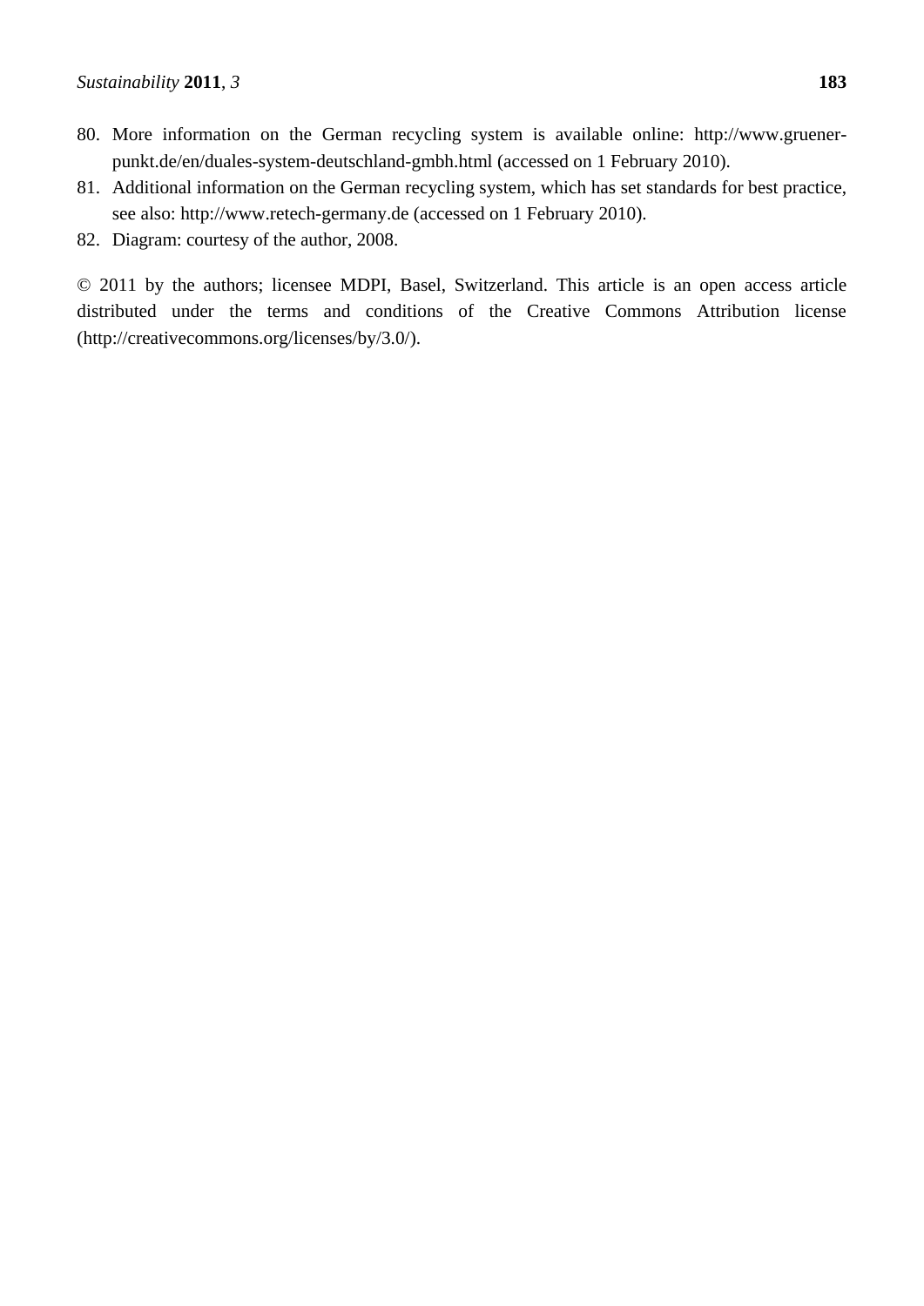80. More information on the German recycling system is available online: http://www.gruener-punkt.de/en/duales-system-deutschland-gmbh.html (accessed on 1 February 2010).
81. Additional information on the German recycling system, which has set standards for best practice, see also: http://www.retech-germany.de (accessed on 1 February 2010).
82. Diagram: courtesy of the author, 2008.

© 2011 by the authors; licensee MDPI, Basel, Switzerland. This article is an open access article distributed under the terms and conditions of the Creative Commons Attribution license (http://creativecommons.org/licenses/by/3.0/).